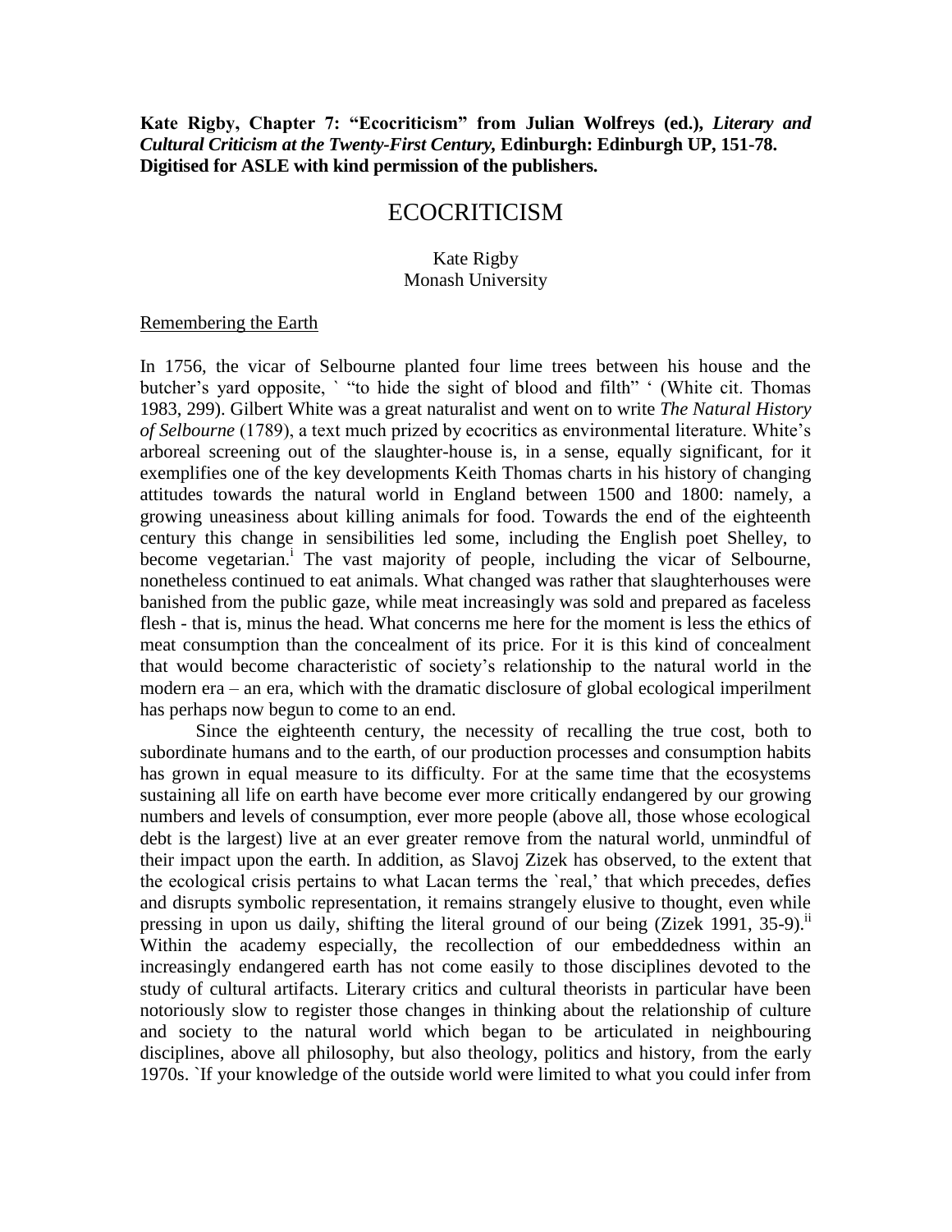**Kate Rigby, Chapter 7: "Ecocriticism" from Julian Wolfreys (ed.), *Literary and Cultural Criticism at the Twenty-First Century,* Edinburgh: Edinburgh UP, 151-78. Digitised for ASLE with kind permission of the publishers.**

# ECOCRITICISM

Kate Rigby
Monash University

<u>Remembering the Earth</u>

In 1756, the vicar of Selbourne planted four lime trees between his house and the butcher's yard opposite, ` "to hide the sight of blood and filth" ' (White cit. Thomas 1983, 299). Gilbert White was a great naturalist and went on to write *The Natural History of Selbourne* (1789), a text much prized by ecocritics as environmental literature. White's arboreal screening out of the slaughter-house is, in a sense, equally significant, for it exemplifies one of the key developments Keith Thomas charts in his history of changing attitudes towards the natural world in England between 1500 and 1800: namely, a growing uneasiness about killing animals for food. Towards the end of the eighteenth century this change in sensibilities led some, including the English poet Shelley, to become vegetarian.[i] The vast majority of people, including the vicar of Selbourne, nonetheless continued to eat animals. What changed was rather that slaughterhouses were banished from the public gaze, while meat increasingly was sold and prepared as faceless flesh - that is, minus the head. What concerns me here for the moment is less the ethics of meat consumption than the concealment of its price. For it is this kind of concealment that would become characteristic of society's relationship to the natural world in the modern era – an era, which with the dramatic disclosure of global ecological imperilment has perhaps now begun to come to an end.

Since the eighteenth century, the necessity of recalling the true cost, both to subordinate humans and to the earth, of our production processes and consumption habits has grown in equal measure to its difficulty. For at the same time that the ecosystems sustaining all life on earth have become ever more critically endangered by our growing numbers and levels of consumption, ever more people (above all, those whose ecological debt is the largest) live at an ever greater remove from the natural world, unmindful of their impact upon the earth. In addition, as Slavoj Zizek has observed, to the extent that the ecological crisis pertains to what Lacan terms the `real,' that which precedes, defies and disrupts symbolic representation, it remains strangely elusive to thought, even while pressing in upon us daily, shifting the literal ground of our being (Zizek 1991, 35-9).[ii] Within the academy especially, the recollection of our embeddedness within an increasingly endangered earth has not come easily to those disciplines devoted to the study of cultural artifacts. Literary critics and cultural theorists in particular have been notoriously slow to register those changes in thinking about the relationship of culture and society to the natural world which began to be articulated in neighbouring disciplines, above all philosophy, but also theology, politics and history, from the early 1970s. `If your knowledge of the outside world were limited to what you could infer from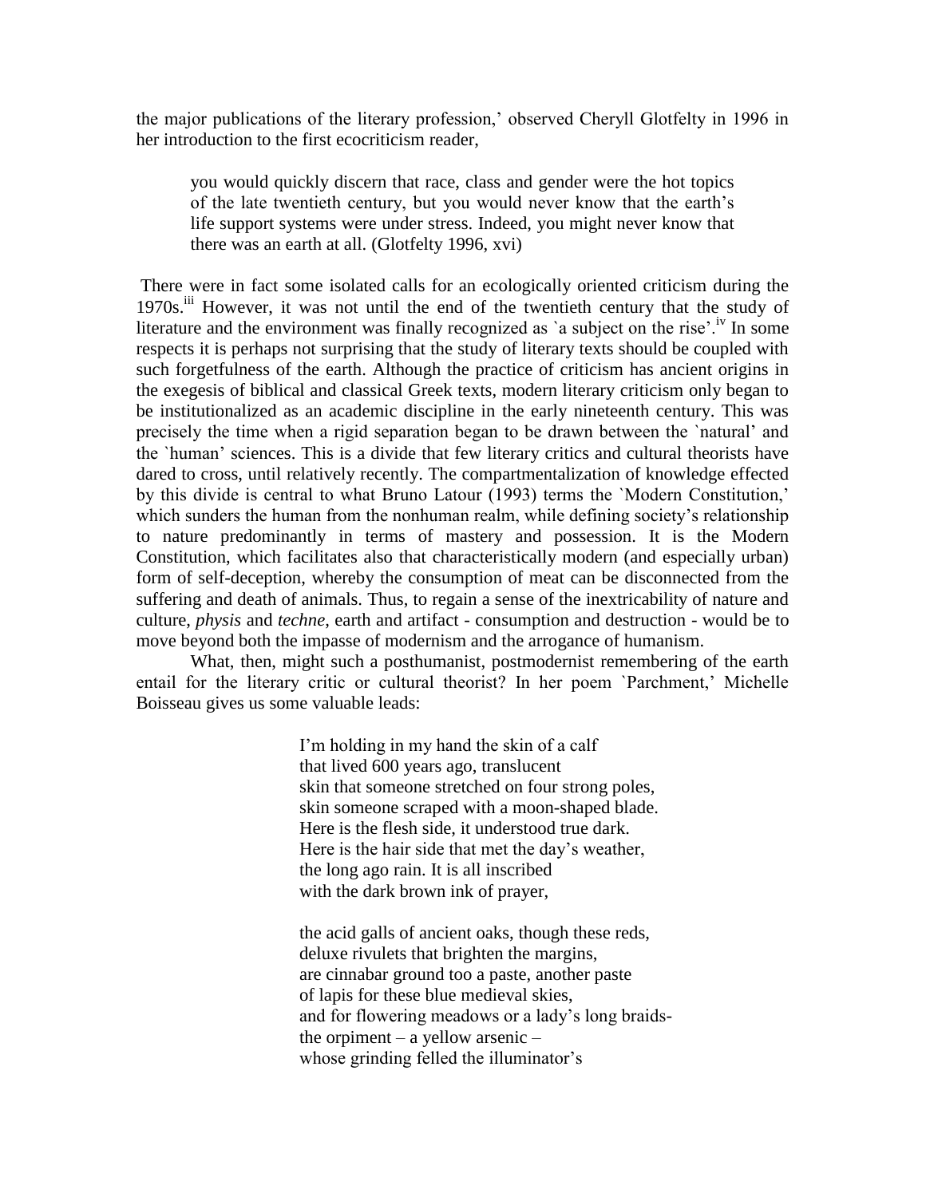the major publications of the literary profession,' observed Cheryll Glotfelty in 1996 in her introduction to the first ecocriticism reader,

> you would quickly discern that race, class and gender were the hot topics of the late twentieth century, but you would never know that the earth's life support systems were under stress. Indeed, you might never know that there was an earth at all. (Glotfelty 1996, xvi)

There were in fact some isolated calls for an ecologically oriented criticism during the 1970s.[iii] However, it was not until the end of the twentieth century that the study of literature and the environment was finally recognized as `a subject on the rise'.[iv] In some respects it is perhaps not surprising that the study of literary texts should be coupled with such forgetfulness of the earth. Although the practice of criticism has ancient origins in the exegesis of biblical and classical Greek texts, modern literary criticism only began to be institutionalized as an academic discipline in the early nineteenth century. This was precisely the time when a rigid separation began to be drawn between the `natural' and the `human' sciences. This is a divide that few literary critics and cultural theorists have dared to cross, until relatively recently. The compartmentalization of knowledge effected by this divide is central to what Bruno Latour (1993) terms the `Modern Constitution,' which sunders the human from the nonhuman realm, while defining society's relationship to nature predominantly in terms of mastery and possession. It is the Modern Constitution, which facilitates also that characteristically modern (and especially urban) form of self-deception, whereby the consumption of meat can be disconnected from the suffering and death of animals. Thus, to regain a sense of the inextricability of nature and culture, *physis* and *techne*, earth and artifact - consumption and destruction - would be to move beyond both the impasse of modernism and the arrogance of humanism.

What, then, might such a posthumanist, postmodernist remembering of the earth entail for the literary critic or cultural theorist? In her poem `Parchment,' Michelle Boisseau gives us some valuable leads:

> I'm holding in my hand the skin of a calf
> that lived 600 years ago, translucent
> skin that someone stretched on four strong poles,
> skin someone scraped with a moon-shaped blade.
> Here is the flesh side, it understood true dark.
> Here is the hair side that met the day's weather,
> the long ago rain. It is all inscribed
> with the dark brown ink of prayer,
>
> the acid galls of ancient oaks, though these reds,
> deluxe rivulets that brighten the margins,
> are cinnabar ground too a paste, another paste
> of lapis for these blue medieval skies,
> and for flowering meadows or a lady's long braids-
> the orpiment – a yellow arsenic –
> whose grinding felled the illuminator's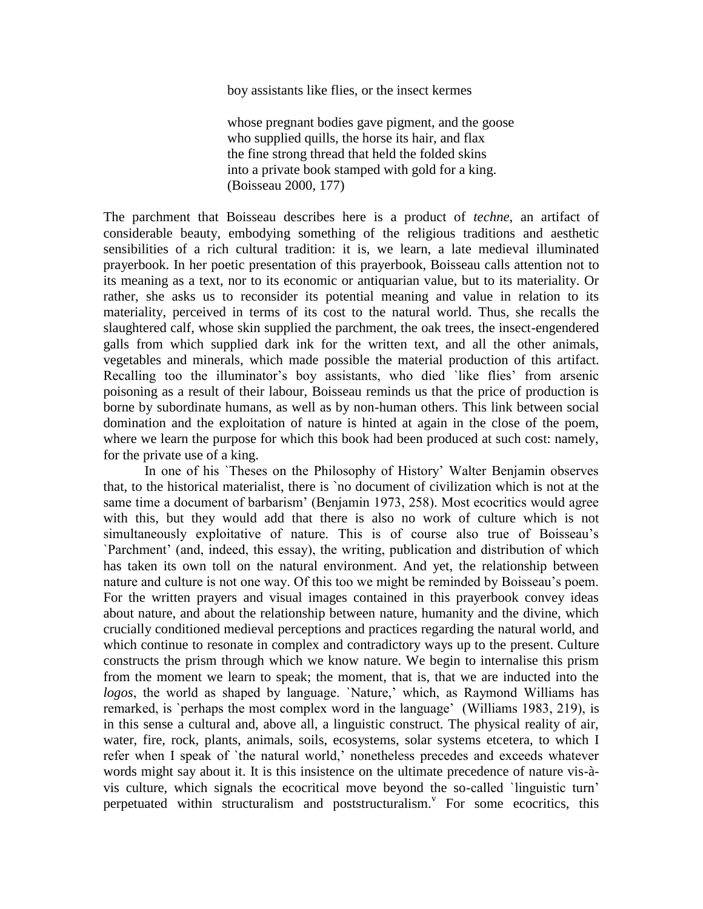> boy assistants like flies, or the insect kermes
>
> whose pregnant bodies gave pigment, and the goose
> who supplied quills, the horse its hair, and flax
> the fine strong thread that held the folded skins
> into a private book stamped with gold for a king.
> (Boisseau 2000, 177)

The parchment that Boisseau describes here is a product of *techne*, an artifact of considerable beauty, embodying something of the religious traditions and aesthetic sensibilities of a rich cultural tradition: it is, we learn, a late medieval illuminated prayerbook. In her poetic presentation of this prayerbook, Boisseau calls attention not to its meaning as a text, nor to its economic or antiquarian value, but to its materiality. Or rather, she asks us to reconsider its potential meaning and value in relation to its materiality, perceived in terms of its cost to the natural world. Thus, she recalls the slaughtered calf, whose skin supplied the parchment, the oak trees, the insect-engendered galls from which supplied dark ink for the written text, and all the other animals, vegetables and minerals, which made possible the material production of this artifact. Recalling too the illuminator's boy assistants, who died `like flies' from arsenic poisoning as a result of their labour, Boisseau reminds us that the price of production is borne by subordinate humans, as well as by non-human others. This link between social domination and the exploitation of nature is hinted at again in the close of the poem, where we learn the purpose for which this book had been produced at such cost: namely, for the private use of a king.

In one of his `Theses on the Philosophy of History' Walter Benjamin observes that, to the historical materialist, there is `no document of civilization which is not at the same time a document of barbarism' (Benjamin 1973, 258). Most ecocritics would agree with this, but they would add that there is also no work of culture which is not simultaneously exploitative of nature. This is of course also true of Boisseau's `Parchment' (and, indeed, this essay), the writing, publication and distribution of which has taken its own toll on the natural environment. And yet, the relationship between nature and culture is not one way. Of this too we might be reminded by Boisseau's poem. For the written prayers and visual images contained in this prayerbook convey ideas about nature, and about the relationship between nature, humanity and the divine, which crucially conditioned medieval perceptions and practices regarding the natural world, and which continue to resonate in complex and contradictory ways up to the present. Culture constructs the prism through which we know nature. We begin to internalise this prism from the moment we learn to speak; the moment, that is, that we are inducted into the *logos*, the world as shaped by language. `Nature,' which, as Raymond Williams has remarked, is `perhaps the most complex word in the language' (Williams 1983, 219), is in this sense a cultural and, above all, a linguistic construct. The physical reality of air, water, fire, rock, plants, animals, soils, ecosystems, solar systems etcetera, to which I refer when I speak of `the natural world,' nonetheless precedes and exceeds whatever words might say about it. It is this insistence on the ultimate precedence of nature vis-à-vis culture, which signals the ecocritical move beyond the so-called `linguistic turn' perpetuated within structuralism and poststructuralism.[v] For some ecocritics, this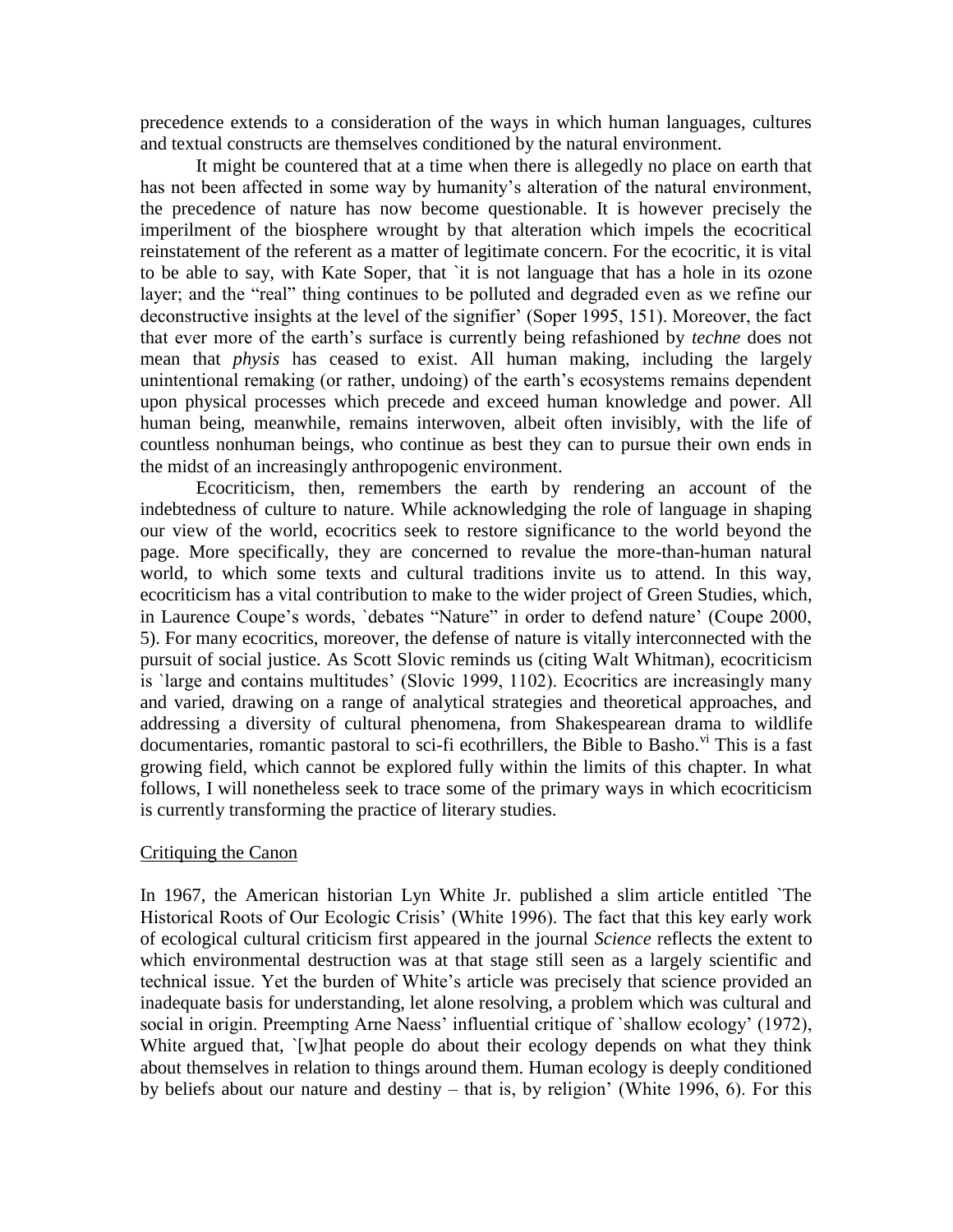precedence extends to a consideration of the ways in which human languages, cultures and textual constructs are themselves conditioned by the natural environment.

It might be countered that at a time when there is allegedly no place on earth that has not been affected in some way by humanity's alteration of the natural environment, the precedence of nature has now become questionable. It is however precisely the imperilment of the biosphere wrought by that alteration which impels the ecocritical reinstatement of the referent as a matter of legitimate concern. For the ecocritic, it is vital to be able to say, with Kate Soper, that `it is not language that has a hole in its ozone layer; and the "real" thing continues to be polluted and degraded even as we refine our deconstructive insights at the level of the signifier' (Soper 1995, 151). Moreover, the fact that ever more of the earth's surface is currently being refashioned by *techne* does not mean that *physis* has ceased to exist. All human making, including the largely unintentional remaking (or rather, undoing) of the earth's ecosystems remains dependent upon physical processes which precede and exceed human knowledge and power. All human being, meanwhile, remains interwoven, albeit often invisibly, with the life of countless nonhuman beings, who continue as best they can to pursue their own ends in the midst of an increasingly anthropogenic environment.

Ecocriticism, then, remembers the earth by rendering an account of the indebtedness of culture to nature. While acknowledging the role of language in shaping our view of the world, ecocritics seek to restore significance to the world beyond the page. More specifically, they are concerned to revalue the more-than-human natural world, to which some texts and cultural traditions invite us to attend. In this way, ecocriticism has a vital contribution to make to the wider project of Green Studies, which, in Laurence Coupe's words, `debates "Nature" in order to defend nature' (Coupe 2000, 5). For many ecocritics, moreover, the defense of nature is vitally interconnected with the pursuit of social justice. As Scott Slovic reminds us (citing Walt Whitman), ecocriticism is `large and contains multitudes' (Slovic 1999, 1102). Ecocritics are increasingly many and varied, drawing on a range of analytical strategies and theoretical approaches, and addressing a diversity of cultural phenomena, from Shakespearean drama to wildlife documentaries, romantic pastoral to sci-fi ecothrillers, the Bible to Basho.[vi] This is a fast growing field, which cannot be explored fully within the limits of this chapter. In what follows, I will nonetheless seek to trace some of the primary ways in which ecocriticism is currently transforming the practice of literary studies.

## Critiquing the Canon

In 1967, the American historian Lyn White Jr. published a slim article entitled `The Historical Roots of Our Ecologic Crisis' (White 1996). The fact that this key early work of ecological cultural criticism first appeared in the journal *Science* reflects the extent to which environmental destruction was at that stage still seen as a largely scientific and technical issue. Yet the burden of White's article was precisely that science provided an inadequate basis for understanding, let alone resolving, a problem which was cultural and social in origin. Preempting Arne Naess' influential critique of `shallow ecology' (1972), White argued that, `[w]hat people do about their ecology depends on what they think about themselves in relation to things around them. Human ecology is deeply conditioned by beliefs about our nature and destiny – that is, by religion' (White 1996, 6). For this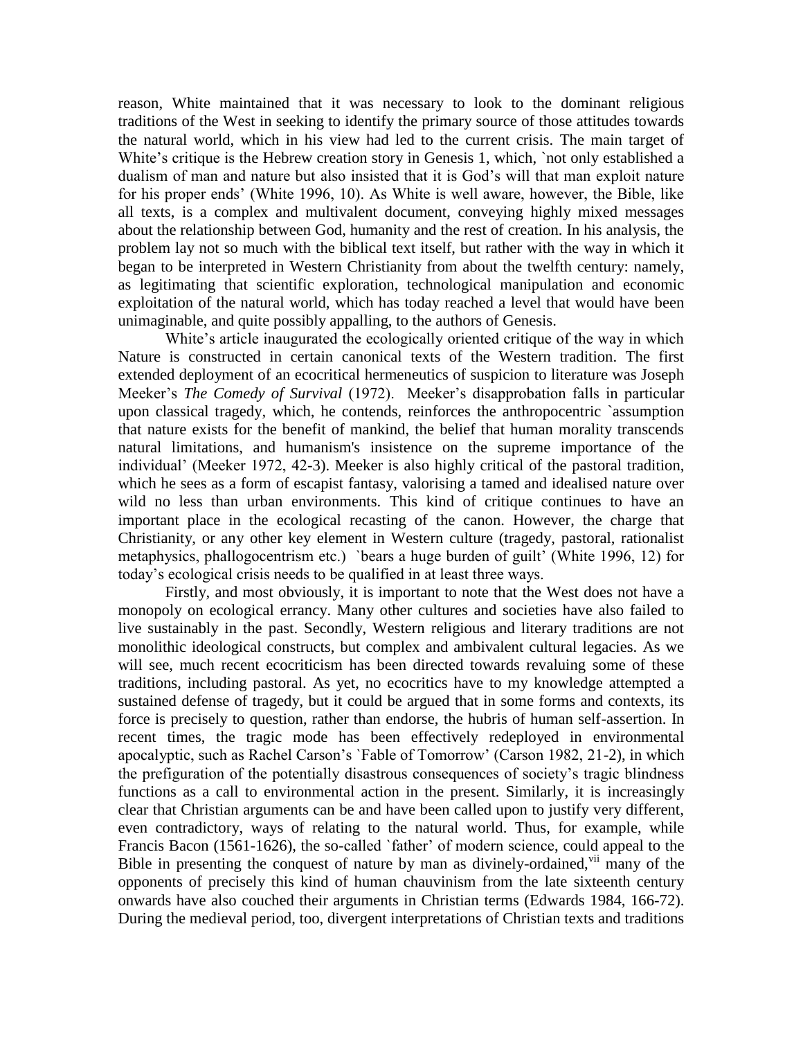reason, White maintained that it was necessary to look to the dominant religious traditions of the West in seeking to identify the primary source of those attitudes towards the natural world, which in his view had led to the current crisis. The main target of White's critique is the Hebrew creation story in Genesis 1, which, `not only established a dualism of man and nature but also insisted that it is God's will that man exploit nature for his proper ends' (White 1996, 10). As White is well aware, however, the Bible, like all texts, is a complex and multivalent document, conveying highly mixed messages about the relationship between God, humanity and the rest of creation. In his analysis, the problem lay not so much with the biblical text itself, but rather with the way in which it began to be interpreted in Western Christianity from about the twelfth century: namely, as legitimating that scientific exploration, technological manipulation and economic exploitation of the natural world, which has today reached a level that would have been unimaginable, and quite possibly appalling, to the authors of Genesis.

White's article inaugurated the ecologically oriented critique of the way in which Nature is constructed in certain canonical texts of the Western tradition. The first extended deployment of an ecocritical hermeneutics of suspicion to literature was Joseph Meeker's *The Comedy of Survival* (1972). Meeker's disapprobation falls in particular upon classical tragedy, which, he contends, reinforces the anthropocentric `assumption that nature exists for the benefit of mankind, the belief that human morality transcends natural limitations, and humanism's insistence on the supreme importance of the individual' (Meeker 1972, 42-3). Meeker is also highly critical of the pastoral tradition, which he sees as a form of escapist fantasy, valorising a tamed and idealised nature over wild no less than urban environments. This kind of critique continues to have an important place in the ecological recasting of the canon. However, the charge that Christianity, or any other key element in Western culture (tragedy, pastoral, rationalist metaphysics, phallogocentrism etc.) `bears a huge burden of guilt' (White 1996, 12) for today's ecological crisis needs to be qualified in at least three ways.

Firstly, and most obviously, it is important to note that the West does not have a monopoly on ecological errancy. Many other cultures and societies have also failed to live sustainably in the past. Secondly, Western religious and literary traditions are not monolithic ideological constructs, but complex and ambivalent cultural legacies. As we will see, much recent ecocriticism has been directed towards revaluing some of these traditions, including pastoral. As yet, no ecocritics have to my knowledge attempted a sustained defense of tragedy, but it could be argued that in some forms and contexts, its force is precisely to question, rather than endorse, the hubris of human self-assertion. In recent times, the tragic mode has been effectively redeployed in environmental apocalyptic, such as Rachel Carson's `Fable of Tomorrow' (Carson 1982, 21-2), in which the prefiguration of the potentially disastrous consequences of society's tragic blindness functions as a call to environmental action in the present. Similarly, it is increasingly clear that Christian arguments can be and have been called upon to justify very different, even contradictory, ways of relating to the natural world. Thus, for example, while Francis Bacon (1561-1626), the so-called `father' of modern science, could appeal to the Bible in presenting the conquest of nature by man as divinely-ordained,[vii] many of the opponents of precisely this kind of human chauvinism from the late sixteenth century onwards have also couched their arguments in Christian terms (Edwards 1984, 166-72). During the medieval period, too, divergent interpretations of Christian texts and traditions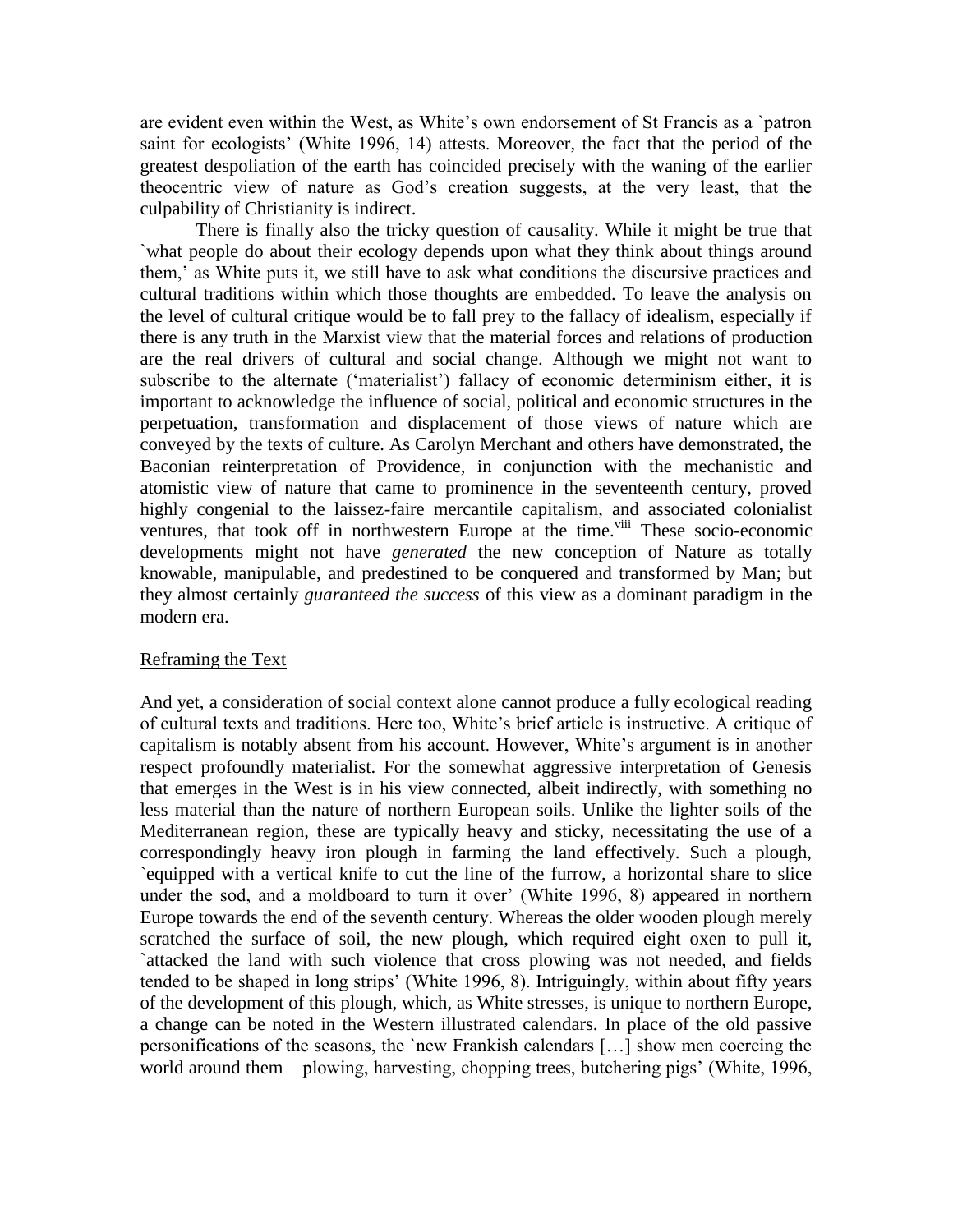are evident even within the West, as White's own endorsement of St Francis as a `patron saint for ecologists' (White 1996, 14) attests. Moreover, the fact that the period of the greatest despoliation of the earth has coincided precisely with the waning of the earlier theocentric view of nature as God's creation suggests, at the very least, that the culpability of Christianity is indirect.

There is finally also the tricky question of causality. While it might be true that `what people do about their ecology depends upon what they think about things around them,' as White puts it, we still have to ask what conditions the discursive practices and cultural traditions within which those thoughts are embedded. To leave the analysis on the level of cultural critique would be to fall prey to the fallacy of idealism, especially if there is any truth in the Marxist view that the material forces and relations of production are the real drivers of cultural and social change. Although we might not want to subscribe to the alternate ('materialist') fallacy of economic determinism either, it is important to acknowledge the influence of social, political and economic structures in the perpetuation, transformation and displacement of those views of nature which are conveyed by the texts of culture. As Carolyn Merchant and others have demonstrated, the Baconian reinterpretation of Providence, in conjunction with the mechanistic and atomistic view of nature that came to prominence in the seventeenth century, proved highly congenial to the laissez-faire mercantile capitalism, and associated colonialist ventures, that took off in northwestern Europe at the time.[viii] These socio-economic developments might not have *generated* the new conception of Nature as totally knowable, manipulable, and predestined to be conquered and transformed by Man; but they almost certainly *guaranteed the success* of this view as a dominant paradigm in the modern era.

## Reframing the Text

And yet, a consideration of social context alone cannot produce a fully ecological reading of cultural texts and traditions. Here too, White's brief article is instructive. A critique of capitalism is notably absent from his account. However, White's argument is in another respect profoundly materialist. For the somewhat aggressive interpretation of Genesis that emerges in the West is in his view connected, albeit indirectly, with something no less material than the nature of northern European soils. Unlike the lighter soils of the Mediterranean region, these are typically heavy and sticky, necessitating the use of a correspondingly heavy iron plough in farming the land effectively. Such a plough, `equipped with a vertical knife to cut the line of the furrow, a horizontal share to slice under the sod, and a moldboard to turn it over' (White 1996, 8) appeared in northern Europe towards the end of the seventh century. Whereas the older wooden plough merely scratched the surface of soil, the new plough, which required eight oxen to pull it, `attacked the land with such violence that cross plowing was not needed, and fields tended to be shaped in long strips' (White 1996, 8). Intriguingly, within about fifty years of the development of this plough, which, as White stresses, is unique to northern Europe, a change can be noted in the Western illustrated calendars. In place of the old passive personifications of the seasons, the `new Frankish calendars […] show men coercing the world around them – plowing, harvesting, chopping trees, butchering pigs' (White, 1996,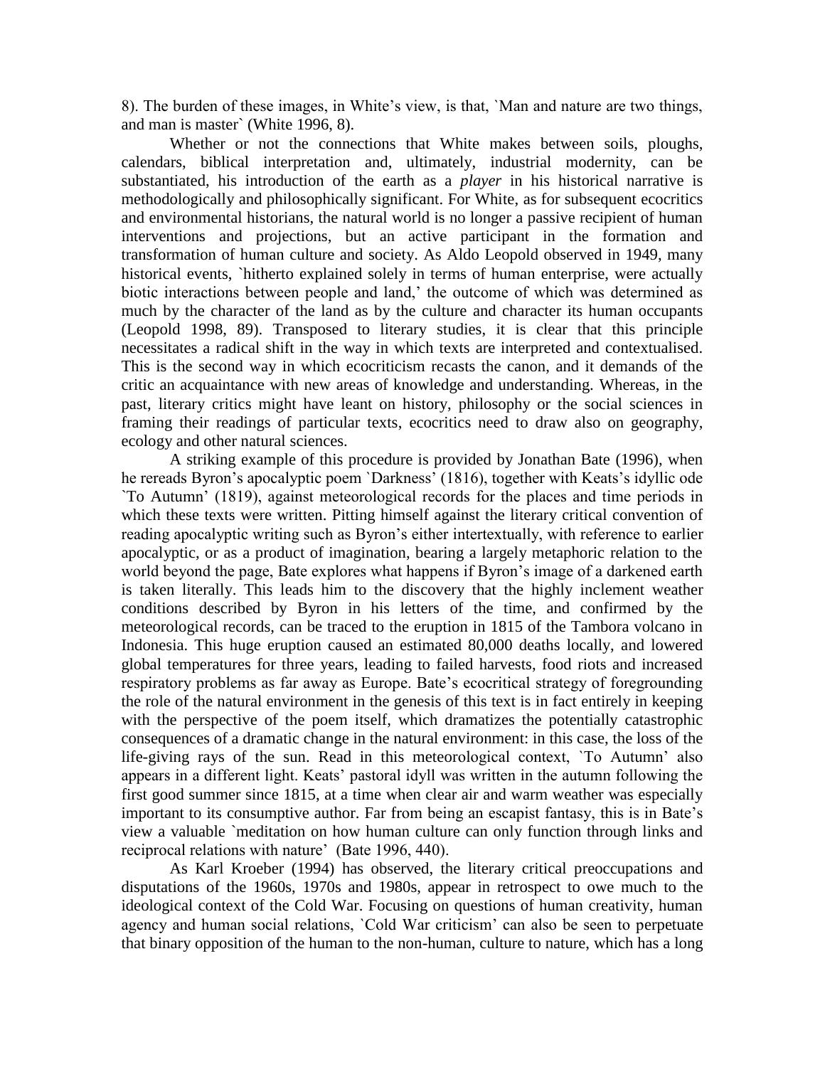8). The burden of these images, in White's view, is that, `Man and nature are two things, and man is master` (White 1996, 8).

Whether or not the connections that White makes between soils, ploughs, calendars, biblical interpretation and, ultimately, industrial modernity, can be substantiated, his introduction of the earth as a *player* in his historical narrative is methodologically and philosophically significant. For White, as for subsequent ecocritics and environmental historians, the natural world is no longer a passive recipient of human interventions and projections, but an active participant in the formation and transformation of human culture and society. As Aldo Leopold observed in 1949, many historical events, `hitherto explained solely in terms of human enterprise, were actually biotic interactions between people and land,' the outcome of which was determined as much by the character of the land as by the culture and character its human occupants (Leopold 1998, 89). Transposed to literary studies, it is clear that this principle necessitates a radical shift in the way in which texts are interpreted and contextualised. This is the second way in which ecocriticism recasts the canon, and it demands of the critic an acquaintance with new areas of knowledge and understanding. Whereas, in the past, literary critics might have leant on history, philosophy or the social sciences in framing their readings of particular texts, ecocritics need to draw also on geography, ecology and other natural sciences.

A striking example of this procedure is provided by Jonathan Bate (1996), when he rereads Byron's apocalyptic poem `Darkness' (1816), together with Keats's idyllic ode `To Autumn' (1819), against meteorological records for the places and time periods in which these texts were written. Pitting himself against the literary critical convention of reading apocalyptic writing such as Byron's either intertextually, with reference to earlier apocalyptic, or as a product of imagination, bearing a largely metaphoric relation to the world beyond the page, Bate explores what happens if Byron's image of a darkened earth is taken literally. This leads him to the discovery that the highly inclement weather conditions described by Byron in his letters of the time, and confirmed by the meteorological records, can be traced to the eruption in 1815 of the Tambora volcano in Indonesia. This huge eruption caused an estimated 80,000 deaths locally, and lowered global temperatures for three years, leading to failed harvests, food riots and increased respiratory problems as far away as Europe. Bate's ecocritical strategy of foregrounding the role of the natural environment in the genesis of this text is in fact entirely in keeping with the perspective of the poem itself, which dramatizes the potentially catastrophic consequences of a dramatic change in the natural environment: in this case, the loss of the life-giving rays of the sun. Read in this meteorological context, `To Autumn' also appears in a different light. Keats' pastoral idyll was written in the autumn following the first good summer since 1815, at a time when clear air and warm weather was especially important to its consumptive author. Far from being an escapist fantasy, this is in Bate's view a valuable `meditation on how human culture can only function through links and reciprocal relations with nature' (Bate 1996, 440).

As Karl Kroeber (1994) has observed, the literary critical preoccupations and disputations of the 1960s, 1970s and 1980s, appear in retrospect to owe much to the ideological context of the Cold War. Focusing on questions of human creativity, human agency and human social relations, `Cold War criticism' can also be seen to perpetuate that binary opposition of the human to the non-human, culture to nature, which has a long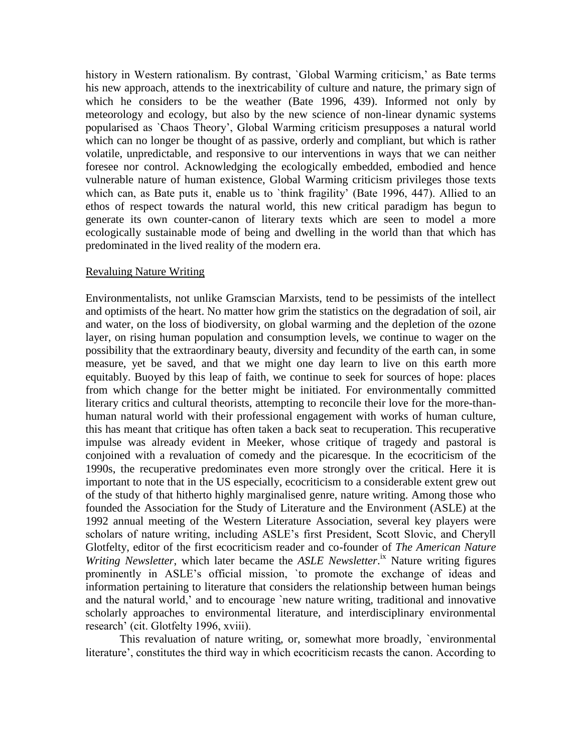history in Western rationalism. By contrast, `Global Warming criticism,' as Bate terms his new approach, attends to the inextricability of culture and nature, the primary sign of which he considers to be the weather (Bate 1996, 439). Informed not only by meteorology and ecology, but also by the new science of non-linear dynamic systems popularised as `Chaos Theory', Global Warming criticism presupposes a natural world which can no longer be thought of as passive, orderly and compliant, but which is rather volatile, unpredictable, and responsive to our interventions in ways that we can neither foresee nor control. Acknowledging the ecologically embedded, embodied and hence vulnerable nature of human existence, Global Warming criticism privileges those texts which can, as Bate puts it, enable us to `think fragility' (Bate 1996, 447). Allied to an ethos of respect towards the natural world, this new critical paradigm has begun to generate its own counter-canon of literary texts which are seen to model a more ecologically sustainable mode of being and dwelling in the world than that which has predominated in the lived reality of the modern era.

## Revaluing Nature Writing

Environmentalists, not unlike Gramscian Marxists, tend to be pessimists of the intellect and optimists of the heart. No matter how grim the statistics on the degradation of soil, air and water, on the loss of biodiversity, on global warming and the depletion of the ozone layer, on rising human population and consumption levels, we continue to wager on the possibility that the extraordinary beauty, diversity and fecundity of the earth can, in some measure, yet be saved, and that we might one day learn to live on this earth more equitably. Buoyed by this leap of faith, we continue to seek for sources of hope: places from which change for the better might be initiated. For environmentally committed literary critics and cultural theorists, attempting to reconcile their love for the more-than-human natural world with their professional engagement with works of human culture, this has meant that critique has often taken a back seat to recuperation. This recuperative impulse was already evident in Meeker, whose critique of tragedy and pastoral is conjoined with a revaluation of comedy and the picaresque. In the ecocriticism of the 1990s, the recuperative predominates even more strongly over the critical. Here it is important to note that in the US especially, ecocriticism to a considerable extent grew out of the study of that hitherto highly marginalised genre, nature writing. Among those who founded the Association for the Study of Literature and the Environment (ASLE) at the 1992 annual meeting of the Western Literature Association, several key players were scholars of nature writing, including ASLE's first President, Scott Slovic, and Cheryll Glotfelty, editor of the first ecocriticism reader and co-founder of *The American Nature Writing Newsletter*, which later became the *ASLE Newsletter*.[ix] Nature writing figures prominently in ASLE's official mission, `to promote the exchange of ideas and information pertaining to literature that considers the relationship between human beings and the natural world,' and to encourage `new nature writing, traditional and innovative scholarly approaches to environmental literature, and interdisciplinary environmental research' (cit. Glotfelty 1996, xviii).

This revaluation of nature writing, or, somewhat more broadly, `environmental literature', constitutes the third way in which ecocriticism recasts the canon. According to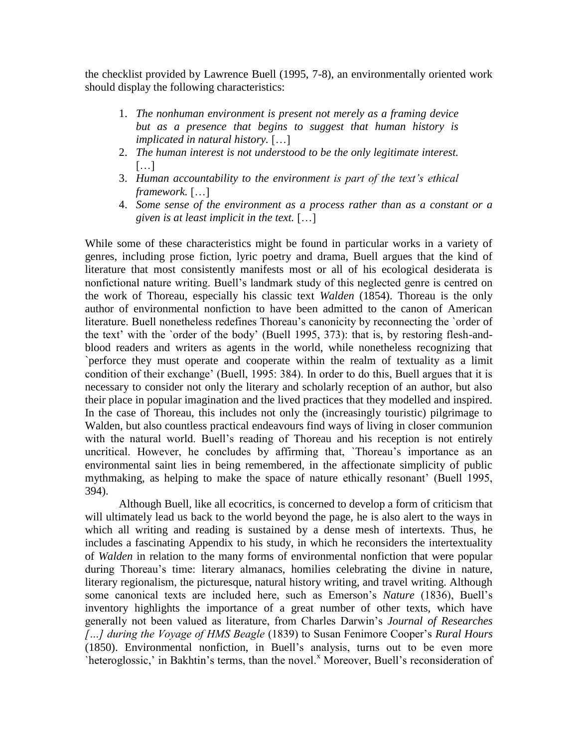the checklist provided by Lawrence Buell (1995, 7-8), an environmentally oriented work should display the following characteristics:

1. *The nonhuman environment is present not merely as a framing device but as a presence that begins to suggest that human history is implicated in natural history.* […]
2. *The human interest is not understood to be the only legitimate interest.* […]
3. *Human accountability to the environment is part of the text's ethical framework.* […]
4. *Some sense of the environment as a process rather than as a constant or a given is at least implicit in the text.* […]

While some of these characteristics might be found in particular works in a variety of genres, including prose fiction, lyric poetry and drama, Buell argues that the kind of literature that most consistently manifests most or all of his ecological desiderata is nonfictional nature writing. Buell's landmark study of this neglected genre is centred on the work of Thoreau, especially his classic text *Walden* (1854). Thoreau is the only author of environmental nonfiction to have been admitted to the canon of American literature. Buell nonetheless redefines Thoreau's canonicity by reconnecting the `order of the text' with the `order of the body' (Buell 1995, 373): that is, by restoring flesh-and-blood readers and writers as agents in the world, while nonetheless recognizing that `perforce they must operate and cooperate within the realm of textuality as a limit condition of their exchange' (Buell, 1995: 384). In order to do this, Buell argues that it is necessary to consider not only the literary and scholarly reception of an author, but also their place in popular imagination and the lived practices that they modelled and inspired. In the case of Thoreau, this includes not only the (increasingly touristic) pilgrimage to Walden, but also countless practical endeavours find ways of living in closer communion with the natural world. Buell's reading of Thoreau and his reception is not entirely uncritical. However, he concludes by affirming that, `Thoreau's importance as an environmental saint lies in being remembered, in the affectionate simplicity of public mythmaking, as helping to make the space of nature ethically resonant' (Buell 1995, 394).

Although Buell, like all ecocritics, is concerned to develop a form of criticism that will ultimately lead us back to the world beyond the page, he is also alert to the ways in which all writing and reading is sustained by a dense mesh of intertexts. Thus, he includes a fascinating Appendix to his study, in which he reconsiders the intertextuality of *Walden* in relation to the many forms of environmental nonfiction that were popular during Thoreau's time: literary almanacs, homilies celebrating the divine in nature, literary regionalism, the picturesque, natural history writing, and travel writing. Although some canonical texts are included here, such as Emerson's *Nature* (1836), Buell's inventory highlights the importance of a great number of other texts, which have generally not been valued as literature, from Charles Darwin's *Journal of Researches […] during the Voyage of HMS Beagle* (1839) to Susan Fenimore Cooper's *Rural Hours* (1850). Environmental nonfiction, in Buell's analysis, turns out to be even more `heteroglossic,' in Bakhtin's terms, than the novel.[x] Moreover, Buell's reconsideration of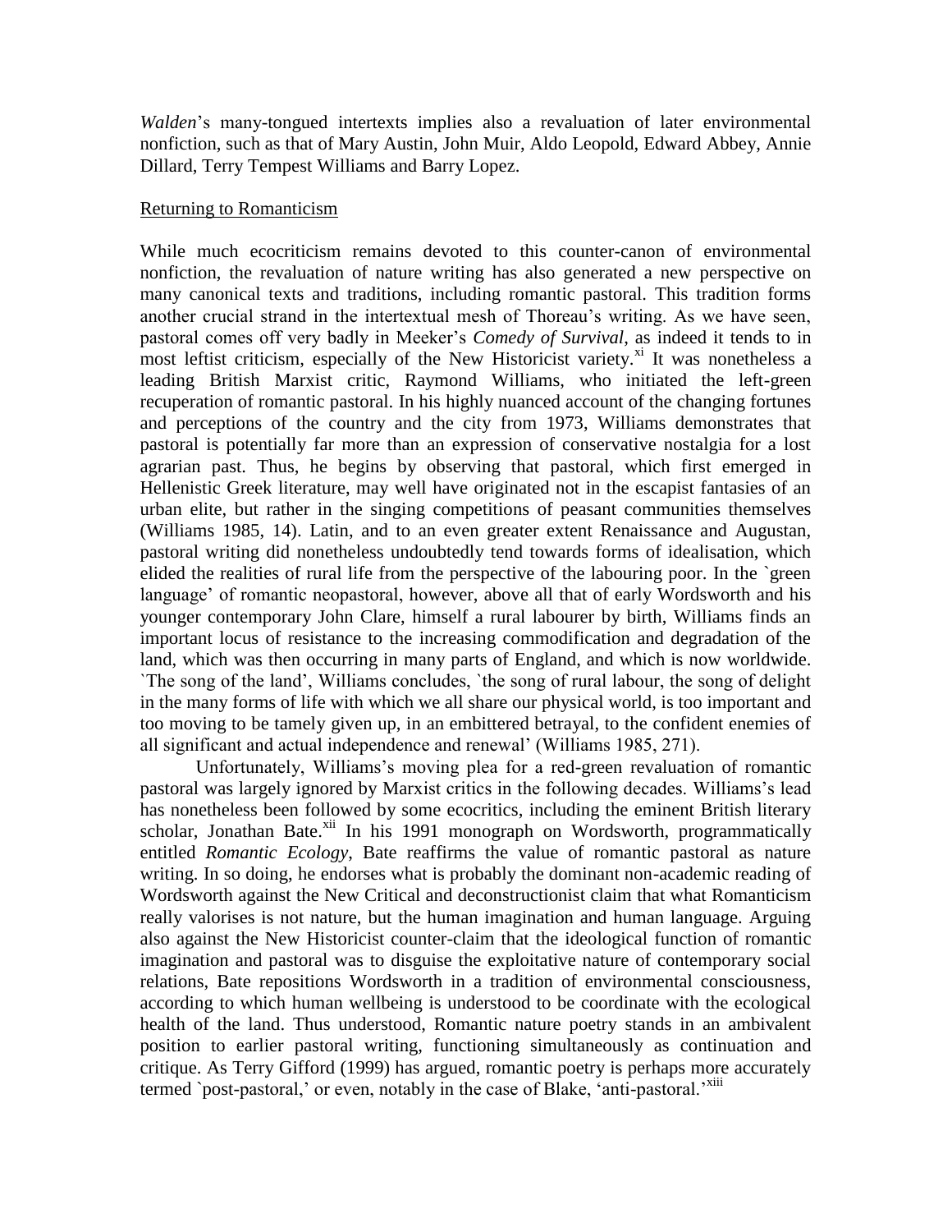*Walden*'s many-tongued intertexts implies also a revaluation of later environmental nonfiction, such as that of Mary Austin, John Muir, Aldo Leopold, Edward Abbey, Annie Dillard, Terry Tempest Williams and Barry Lopez.

## Returning to Romanticism

While much ecocriticism remains devoted to this counter-canon of environmental nonfiction, the revaluation of nature writing has also generated a new perspective on many canonical texts and traditions, including romantic pastoral. This tradition forms another crucial strand in the intertextual mesh of Thoreau's writing. As we have seen, pastoral comes off very badly in Meeker's *Comedy of Survival*, as indeed it tends to in most leftist criticism, especially of the New Historicist variety.[xi] It was nonetheless a leading British Marxist critic, Raymond Williams, who initiated the left-green recuperation of romantic pastoral. In his highly nuanced account of the changing fortunes and perceptions of the country and the city from 1973, Williams demonstrates that pastoral is potentially far more than an expression of conservative nostalgia for a lost agrarian past. Thus, he begins by observing that pastoral, which first emerged in Hellenistic Greek literature, may well have originated not in the escapist fantasies of an urban elite, but rather in the singing competitions of peasant communities themselves (Williams 1985, 14). Latin, and to an even greater extent Renaissance and Augustan, pastoral writing did nonetheless undoubtedly tend towards forms of idealisation, which elided the realities of rural life from the perspective of the labouring poor. In the `green language' of romantic neopastoral, however, above all that of early Wordsworth and his younger contemporary John Clare, himself a rural labourer by birth, Williams finds an important locus of resistance to the increasing commodification and degradation of the land, which was then occurring in many parts of England, and which is now worldwide. `The song of the land', Williams concludes, `the song of rural labour, the song of delight in the many forms of life with which we all share our physical world, is too important and too moving to be tamely given up, in an embittered betrayal, to the confident enemies of all significant and actual independence and renewal' (Williams 1985, 271).

Unfortunately, Williams's moving plea for a red-green revaluation of romantic pastoral was largely ignored by Marxist critics in the following decades. Williams's lead has nonetheless been followed by some ecocritics, including the eminent British literary scholar, Jonathan Bate.[xii] In his 1991 monograph on Wordsworth, programmatically entitled *Romantic Ecology*, Bate reaffirms the value of romantic pastoral as nature writing. In so doing, he endorses what is probably the dominant non-academic reading of Wordsworth against the New Critical and deconstructionist claim that what Romanticism really valorises is not nature, but the human imagination and human language. Arguing also against the New Historicist counter-claim that the ideological function of romantic imagination and pastoral was to disguise the exploitative nature of contemporary social relations, Bate repositions Wordsworth in a tradition of environmental consciousness, according to which human wellbeing is understood to be coordinate with the ecological health of the land. Thus understood, Romantic nature poetry stands in an ambivalent position to earlier pastoral writing, functioning simultaneously as continuation and critique. As Terry Gifford (1999) has argued, romantic poetry is perhaps more accurately termed `post-pastoral,' or even, notably in the case of Blake, 'anti-pastoral.'[xiii]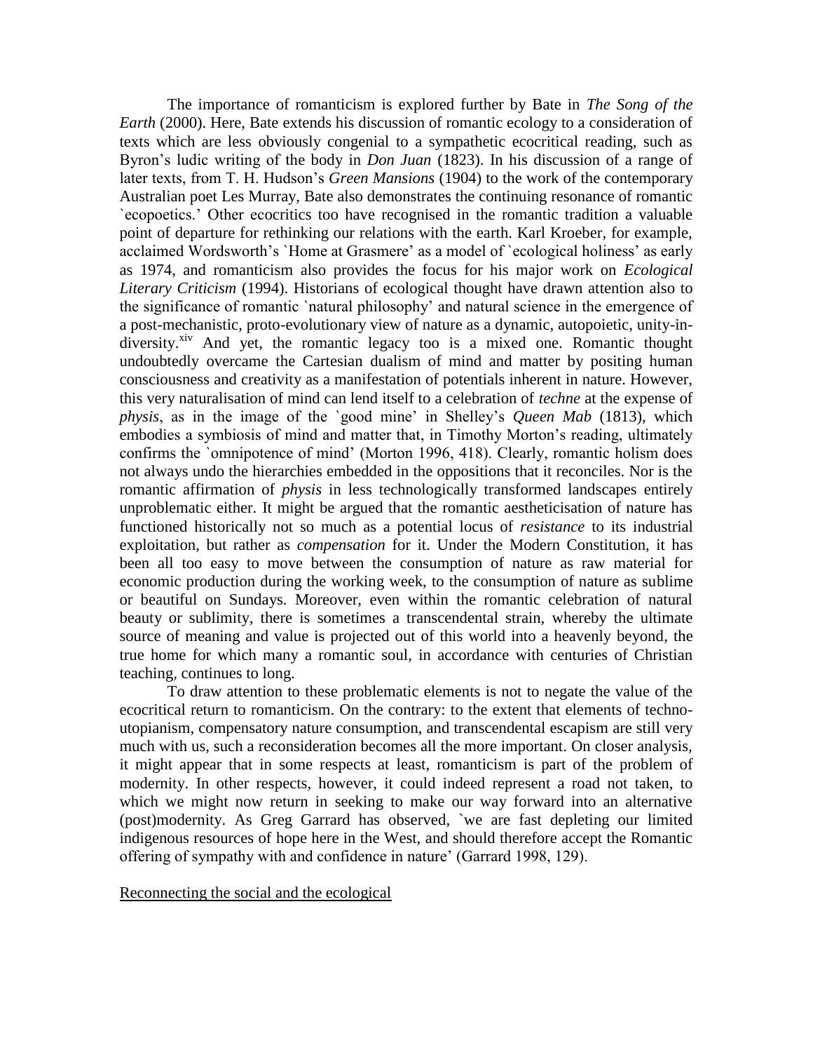The importance of romanticism is explored further by Bate in *The Song of the Earth* (2000). Here, Bate extends his discussion of romantic ecology to a consideration of texts which are less obviously congenial to a sympathetic ecocritical reading, such as Byron's ludic writing of the body in *Don Juan* (1823). In his discussion of a range of later texts, from T. H. Hudson's *Green Mansions* (1904) to the work of the contemporary Australian poet Les Murray, Bate also demonstrates the continuing resonance of romantic `ecopoetics.' Other ecocritics too have recognised in the romantic tradition a valuable point of departure for rethinking our relations with the earth. Karl Kroeber, for example, acclaimed Wordsworth's `Home at Grasmere' as a model of `ecological holiness' as early as 1974, and romanticism also provides the focus for his major work on *Ecological Literary Criticism* (1994). Historians of ecological thought have drawn attention also to the significance of romantic `natural philosophy' and natural science in the emergence of a post-mechanistic, proto-evolutionary view of nature as a dynamic, autopoietic, unity-in-diversity.[xiv] And yet, the romantic legacy too is a mixed one. Romantic thought undoubtedly overcame the Cartesian dualism of mind and matter by positing human consciousness and creativity as a manifestation of potentials inherent in nature. However, this very naturalisation of mind can lend itself to a celebration of *techne* at the expense of *physis*, as in the image of the `good mine' in Shelley's *Queen Mab* (1813), which embodies a symbiosis of mind and matter that, in Timothy Morton's reading, ultimately confirms the `omnipotence of mind' (Morton 1996, 418). Clearly, romantic holism does not always undo the hierarchies embedded in the oppositions that it reconciles. Nor is the romantic affirmation of *physis* in less technologically transformed landscapes entirely unproblematic either. It might be argued that the romantic aestheticisation of nature has functioned historically not so much as a potential locus of *resistance* to its industrial exploitation, but rather as *compensation* for it. Under the Modern Constitution, it has been all too easy to move between the consumption of nature as raw material for economic production during the working week, to the consumption of nature as sublime or beautiful on Sundays. Moreover, even within the romantic celebration of natural beauty or sublimity, there is sometimes a transcendental strain, whereby the ultimate source of meaning and value is projected out of this world into a heavenly beyond, the true home for which many a romantic soul, in accordance with centuries of Christian teaching, continues to long.

To draw attention to these problematic elements is not to negate the value of the ecocritical return to romanticism. On the contrary: to the extent that elements of techno-utopianism, compensatory nature consumption, and transcendental escapism are still very much with us, such a reconsideration becomes all the more important. On closer analysis, it might appear that in some respects at least, romanticism is part of the problem of modernity. In other respects, however, it could indeed represent a road not taken, to which we might now return in seeking to make our way forward into an alternative (post)modernity. As Greg Garrard has observed, `we are fast depleting our limited indigenous resources of hope here in the West, and should therefore accept the Romantic offering of sympathy with and confidence in nature' (Garrard 1998, 129).

## Reconnecting the social and the ecological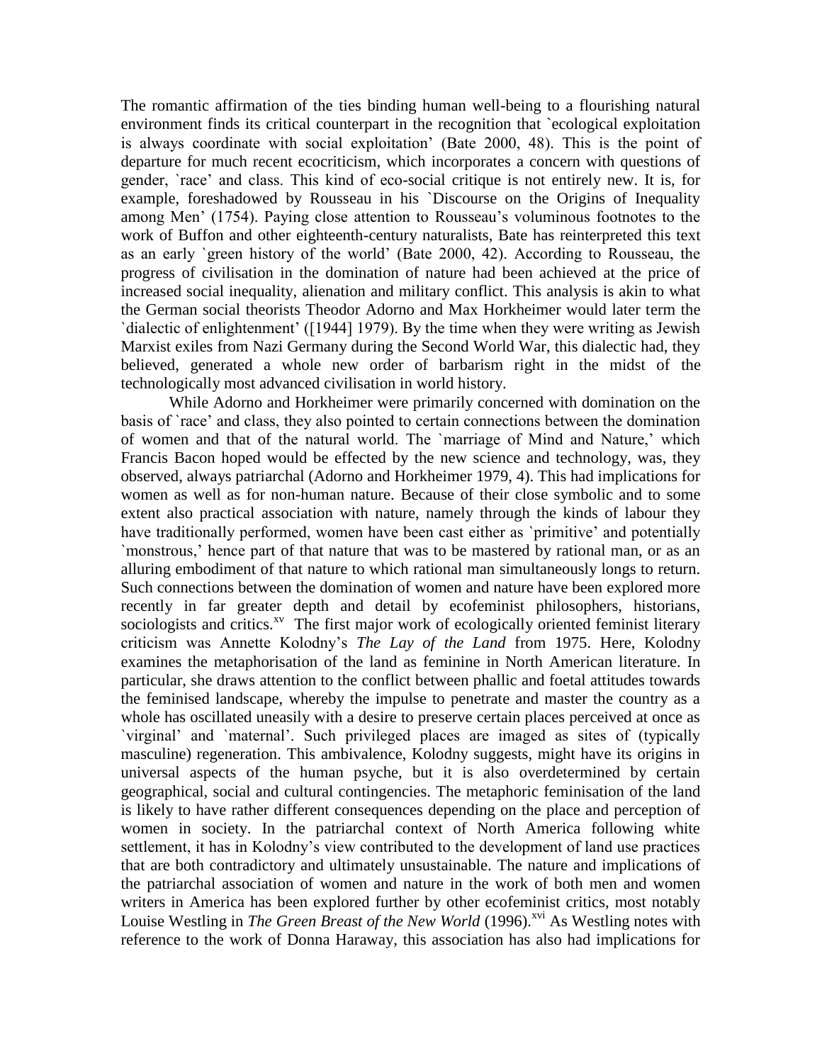The romantic affirmation of the ties binding human well-being to a flourishing natural environment finds its critical counterpart in the recognition that `ecological exploitation is always coordinate with social exploitation' (Bate 2000, 48). This is the point of departure for much recent ecocriticism, which incorporates a concern with questions of gender, `race' and class. This kind of eco-social critique is not entirely new. It is, for example, foreshadowed by Rousseau in his `Discourse on the Origins of Inequality among Men' (1754). Paying close attention to Rousseau's voluminous footnotes to the work of Buffon and other eighteenth-century naturalists, Bate has reinterpreted this text as an early `green history of the world' (Bate 2000, 42). According to Rousseau, the progress of civilisation in the domination of nature had been achieved at the price of increased social inequality, alienation and military conflict. This analysis is akin to what the German social theorists Theodor Adorno and Max Horkheimer would later term the `dialectic of enlightenment' ([1944] 1979). By the time when they were writing as Jewish Marxist exiles from Nazi Germany during the Second World War, this dialectic had, they believed, generated a whole new order of barbarism right in the midst of the technologically most advanced civilisation in world history.

While Adorno and Horkheimer were primarily concerned with domination on the basis of `race' and class, they also pointed to certain connections between the domination of women and that of the natural world. The `marriage of Mind and Nature,' which Francis Bacon hoped would be effected by the new science and technology, was, they observed, always patriarchal (Adorno and Horkheimer 1979, 4). This had implications for women as well as for non-human nature. Because of their close symbolic and to some extent also practical association with nature, namely through the kinds of labour they have traditionally performed, women have been cast either as `primitive' and potentially `monstrous,' hence part of that nature that was to be mastered by rational man, or as an alluring embodiment of that nature to which rational man simultaneously longs to return. Such connections between the domination of women and nature have been explored more recently in far greater depth and detail by ecofeminist philosophers, historians, sociologists and critics.[xv] The first major work of ecologically oriented feminist literary criticism was Annette Kolodny's *The Lay of the Land* from 1975. Here, Kolodny examines the metaphorisation of the land as feminine in North American literature. In particular, she draws attention to the conflict between phallic and foetal attitudes towards the feminised landscape, whereby the impulse to penetrate and master the country as a whole has oscillated uneasily with a desire to preserve certain places perceived at once as `virginal' and `maternal'. Such privileged places are imaged as sites of (typically masculine) regeneration. This ambivalence, Kolodny suggests, might have its origins in universal aspects of the human psyche, but it is also overdetermined by certain geographical, social and cultural contingencies. The metaphoric feminisation of the land is likely to have rather different consequences depending on the place and perception of women in society. In the patriarchal context of North America following white settlement, it has in Kolodny's view contributed to the development of land use practices that are both contradictory and ultimately unsustainable. The nature and implications of the patriarchal association of women and nature in the work of both men and women writers in America has been explored further by other ecofeminist critics, most notably Louise Westling in *The Green Breast of the New World* (1996).[xvi] As Westling notes with reference to the work of Donna Haraway, this association has also had implications for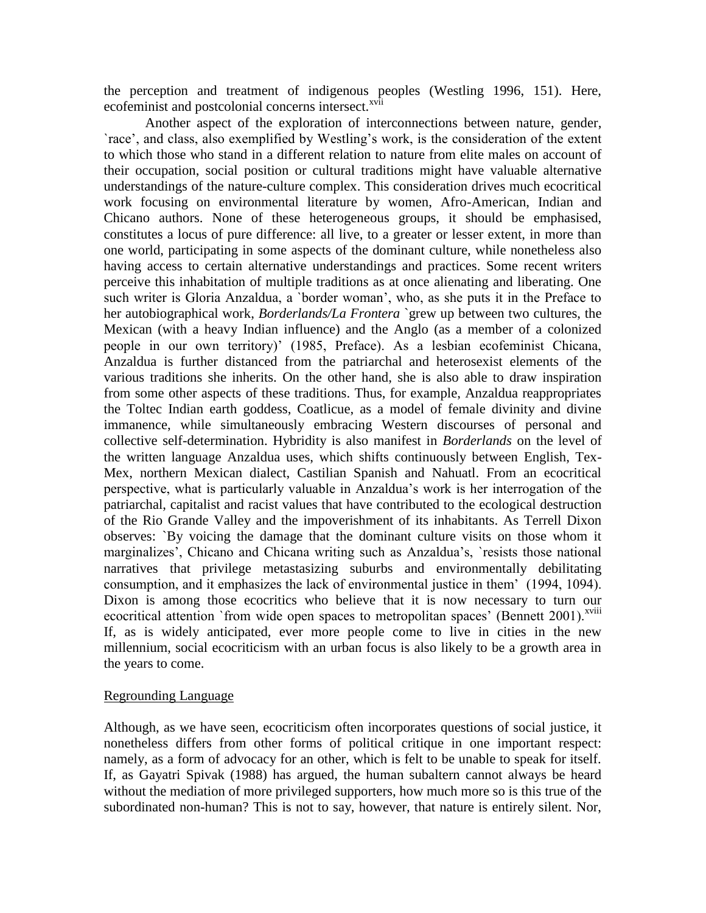the perception and treatment of indigenous peoples (Westling 1996, 151). Here, ecofeminist and postcolonial concerns intersect.[xvii]

Another aspect of the exploration of interconnections between nature, gender, `race', and class, also exemplified by Westling's work, is the consideration of the extent to which those who stand in a different relation to nature from elite males on account of their occupation, social position or cultural traditions might have valuable alternative understandings of the nature-culture complex. This consideration drives much ecocritical work focusing on environmental literature by women, Afro-American, Indian and Chicano authors. None of these heterogeneous groups, it should be emphasised, constitutes a locus of pure difference: all live, to a greater or lesser extent, in more than one world, participating in some aspects of the dominant culture, while nonetheless also having access to certain alternative understandings and practices. Some recent writers perceive this inhabitation of multiple traditions as at once alienating and liberating. One such writer is Gloria Anzaldua, a `border woman', who, as she puts it in the Preface to her autobiographical work, *Borderlands/La Frontera* `grew up between two cultures, the Mexican (with a heavy Indian influence) and the Anglo (as a member of a colonized people in our own territory)' (1985, Preface). As a lesbian ecofeminist Chicana, Anzaldua is further distanced from the patriarchal and heterosexist elements of the various traditions she inherits. On the other hand, she is also able to draw inspiration from some other aspects of these traditions. Thus, for example, Anzaldua reappropriates the Toltec Indian earth goddess, Coatlicue, as a model of female divinity and divine immanence, while simultaneously embracing Western discourses of personal and collective self-determination. Hybridity is also manifest in *Borderlands* on the level of the written language Anzaldua uses, which shifts continuously between English, Tex-Mex, northern Mexican dialect, Castilian Spanish and Nahuatl. From an ecocritical perspective, what is particularly valuable in Anzaldua's work is her interrogation of the patriarchal, capitalist and racist values that have contributed to the ecological destruction of the Rio Grande Valley and the impoverishment of its inhabitants. As Terrell Dixon observes: `By voicing the damage that the dominant culture visits on those whom it marginalizes', Chicano and Chicana writing such as Anzaldua's, `resists those national narratives that privilege metastasizing suburbs and environmentally debilitating consumption, and it emphasizes the lack of environmental justice in them' (1994, 1094). Dixon is among those ecocritics who believe that it is now necessary to turn our ecocritical attention `from wide open spaces to metropolitan spaces' (Bennett 2001).[xviii] If, as is widely anticipated, ever more people come to live in cities in the new millennium, social ecocriticism with an urban focus is also likely to be a growth area in the years to come.

## Regrounding Language

Although, as we have seen, ecocriticism often incorporates questions of social justice, it nonetheless differs from other forms of political critique in one important respect: namely, as a form of advocacy for an other, which is felt to be unable to speak for itself. If, as Gayatri Spivak (1988) has argued, the human subaltern cannot always be heard without the mediation of more privileged supporters, how much more so is this true of the subordinated non-human? This is not to say, however, that nature is entirely silent. Nor,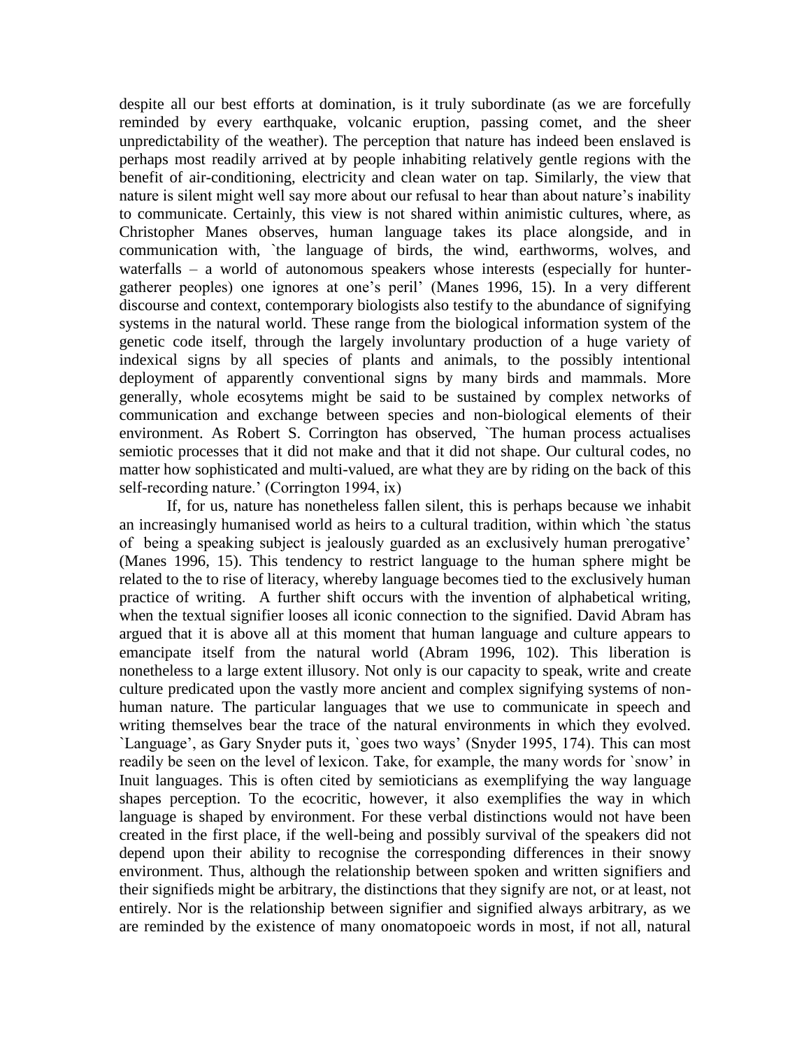despite all our best efforts at domination, is it truly subordinate (as we are forcefully reminded by every earthquake, volcanic eruption, passing comet, and the sheer unpredictability of the weather). The perception that nature has indeed been enslaved is perhaps most readily arrived at by people inhabiting relatively gentle regions with the benefit of air-conditioning, electricity and clean water on tap. Similarly, the view that nature is silent might well say more about our refusal to hear than about nature's inability to communicate. Certainly, this view is not shared within animistic cultures, where, as Christopher Manes observes, human language takes its place alongside, and in communication with, `the language of birds, the wind, earthworms, wolves, and waterfalls – a world of autonomous speakers whose interests (especially for hunter-gatherer peoples) one ignores at one's peril' (Manes 1996, 15). In a very different discourse and context, contemporary biologists also testify to the abundance of signifying systems in the natural world. These range from the biological information system of the genetic code itself, through the largely involuntary production of a huge variety of indexical signs by all species of plants and animals, to the possibly intentional deployment of apparently conventional signs by many birds and mammals. More generally, whole ecosytems might be said to be sustained by complex networks of communication and exchange between species and non-biological elements of their environment. As Robert S. Corrington has observed, `The human process actualises semiotic processes that it did not make and that it did not shape. Our cultural codes, no matter how sophisticated and multi-valued, are what they are by riding on the back of this self-recording nature.' (Corrington 1994, ix)

If, for us, nature has nonetheless fallen silent, this is perhaps because we inhabit an increasingly humanised world as heirs to a cultural tradition, within which `the status of being a speaking subject is jealously guarded as an exclusively human prerogative' (Manes 1996, 15). This tendency to restrict language to the human sphere might be related to the to rise of literacy, whereby language becomes tied to the exclusively human practice of writing. A further shift occurs with the invention of alphabetical writing, when the textual signifier looses all iconic connection to the signified. David Abram has argued that it is above all at this moment that human language and culture appears to emancipate itself from the natural world (Abram 1996, 102). This liberation is nonetheless to a large extent illusory. Not only is our capacity to speak, write and create culture predicated upon the vastly more ancient and complex signifying systems of non-human nature. The particular languages that we use to communicate in speech and writing themselves bear the trace of the natural environments in which they evolved. `Language', as Gary Snyder puts it, `goes two ways' (Snyder 1995, 174). This can most readily be seen on the level of lexicon. Take, for example, the many words for `snow' in Inuit languages. This is often cited by semioticians as exemplifying the way language shapes perception. To the ecocritic, however, it also exemplifies the way in which language is shaped by environment. For these verbal distinctions would not have been created in the first place, if the well-being and possibly survival of the speakers did not depend upon their ability to recognise the corresponding differences in their snowy environment. Thus, although the relationship between spoken and written signifiers and their signifieds might be arbitrary, the distinctions that they signify are not, or at least, not entirely. Nor is the relationship between signifier and signified always arbitrary, as we are reminded by the existence of many onomatopoeic words in most, if not all, natural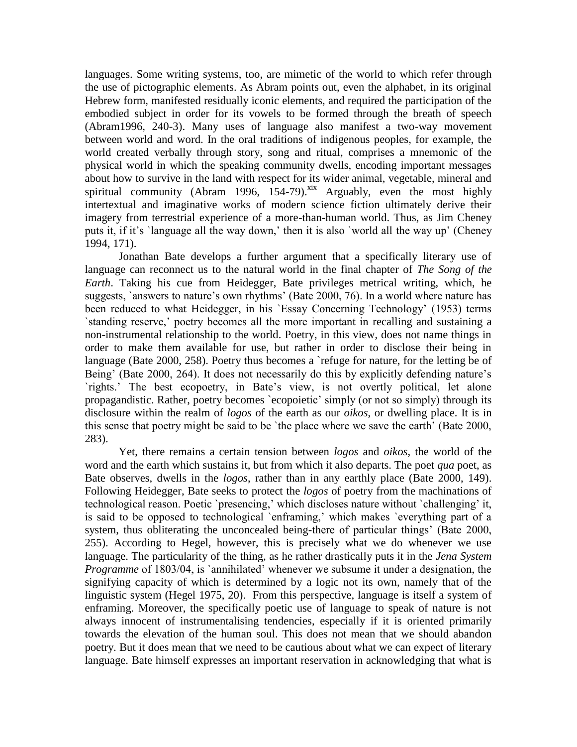languages. Some writing systems, too, are mimetic of the world to which refer through the use of pictographic elements. As Abram points out, even the alphabet, in its original Hebrew form, manifested residually iconic elements, and required the participation of the embodied subject in order for its vowels to be formed through the breath of speech (Abram1996, 240-3). Many uses of language also manifest a two-way movement between world and word. In the oral traditions of indigenous peoples, for example, the world created verbally through story, song and ritual, comprises a mnemonic of the physical world in which the speaking community dwells, encoding important messages about how to survive in the land with respect for its wider animal, vegetable, mineral and spiritual community (Abram 1996, 154-79).[xix] Arguably, even the most highly intertextual and imaginative works of modern science fiction ultimately derive their imagery from terrestrial experience of a more-than-human world. Thus, as Jim Cheney puts it, if it's `language all the way down,' then it is also `world all the way up' (Cheney 1994, 171).

Jonathan Bate develops a further argument that a specifically literary use of language can reconnect us to the natural world in the final chapter of *The Song of the Earth*. Taking his cue from Heidegger, Bate privileges metrical writing, which, he suggests, `answers to nature's own rhythms' (Bate 2000, 76). In a world where nature has been reduced to what Heidegger, in his `Essay Concerning Technology' (1953) terms `standing reserve,' poetry becomes all the more important in recalling and sustaining a non-instrumental relationship to the world. Poetry, in this view, does not name things in order to make them available for use, but rather in order to disclose their being in language (Bate 2000, 258). Poetry thus becomes a `refuge for nature, for the letting be of Being' (Bate 2000, 264). It does not necessarily do this by explicitly defending nature's `rights.' The best ecopoetry, in Bate's view, is not overtly political, let alone propagandistic. Rather, poetry becomes `ecopoietic' simply (or not so simply) through its disclosure within the realm of *logos* of the earth as our *oikos*, or dwelling place. It is in this sense that poetry might be said to be `the place where we save the earth' (Bate 2000, 283).

Yet, there remains a certain tension between *logos* and *oikos*, the world of the word and the earth which sustains it, but from which it also departs. The poet *qua* poet, as Bate observes, dwells in the *logos*, rather than in any earthly place (Bate 2000, 149). Following Heidegger, Bate seeks to protect the *logos* of poetry from the machinations of technological reason. Poetic `presencing,' which discloses nature without `challenging' it, is said to be opposed to technological `enframing,' which makes `everything part of a system, thus obliterating the unconcealed being-there of particular things' (Bate 2000, 255). According to Hegel, however, this is precisely what we do whenever we use language. The particularity of the thing, as he rather drastically puts it in the *Jena System Programme* of 1803/04, is `annihilated' whenever we subsume it under a designation, the signifying capacity of which is determined by a logic not its own, namely that of the linguistic system (Hegel 1975, 20). From this perspective, language is itself a system of enframing. Moreover, the specifically poetic use of language to speak of nature is not always innocent of instrumentalising tendencies, especially if it is oriented primarily towards the elevation of the human soul. This does not mean that we should abandon poetry. But it does mean that we need to be cautious about what we can expect of literary language. Bate himself expresses an important reservation in acknowledging that what is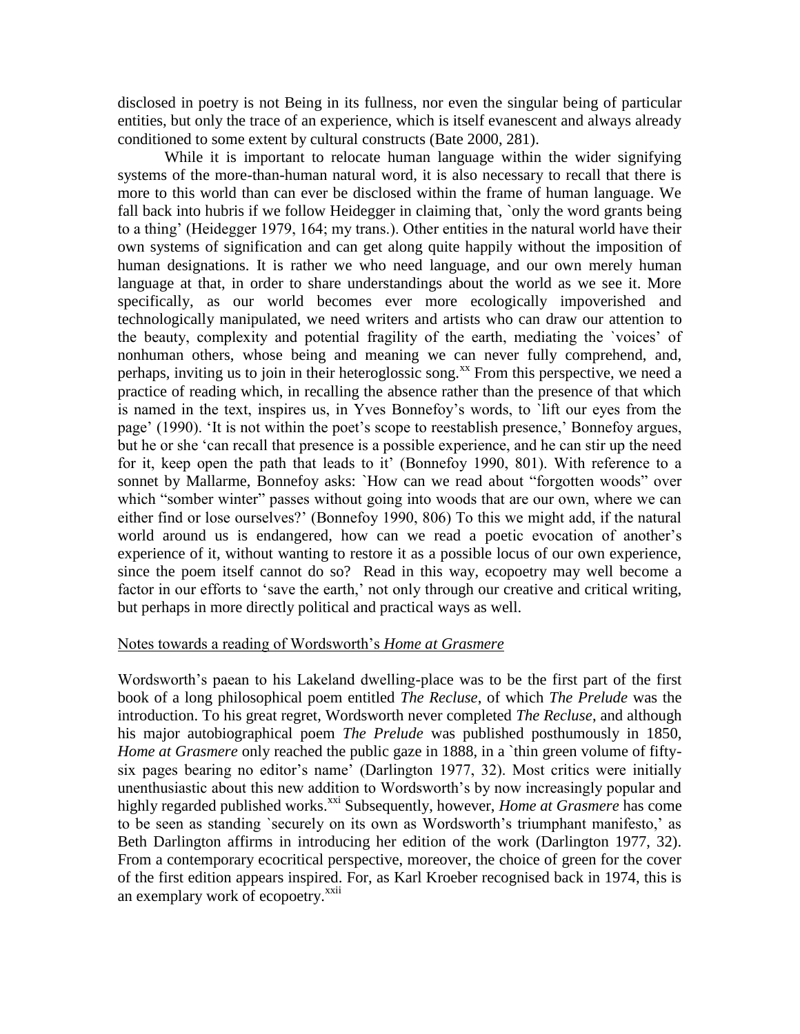disclosed in poetry is not Being in its fullness, nor even the singular being of particular entities, but only the trace of an experience, which is itself evanescent and always already conditioned to some extent by cultural constructs (Bate 2000, 281).

While it is important to relocate human language within the wider signifying systems of the more-than-human natural word, it is also necessary to recall that there is more to this world than can ever be disclosed within the frame of human language. We fall back into hubris if we follow Heidegger in claiming that, `only the word grants being to a thing' (Heidegger 1979, 164; my trans.). Other entities in the natural world have their own systems of signification and can get along quite happily without the imposition of human designations. It is rather we who need language, and our own merely human language at that, in order to share understandings about the world as we see it. More specifically, as our world becomes ever more ecologically impoverished and technologically manipulated, we need writers and artists who can draw our attention to the beauty, complexity and potential fragility of the earth, mediating the `voices' of nonhuman others, whose being and meaning we can never fully comprehend, and, perhaps, inviting us to join in their heteroglossic song.[xx] From this perspective, we need a practice of reading which, in recalling the absence rather than the presence of that which is named in the text, inspires us, in Yves Bonnefoy's words, to `lift our eyes from the page' (1990). 'It is not within the poet's scope to reestablish presence,' Bonnefoy argues, but he or she 'can recall that presence is a possible experience, and he can stir up the need for it, keep open the path that leads to it' (Bonnefoy 1990, 801). With reference to a sonnet by Mallarme, Bonnefoy asks: `How can we read about "forgotten woods" over which "somber winter" passes without going into woods that are our own, where we can either find or lose ourselves?' (Bonnefoy 1990, 806) To this we might add, if the natural world around us is endangered, how can we read a poetic evocation of another's experience of it, without wanting to restore it as a possible locus of our own experience, since the poem itself cannot do so? Read in this way, ecopoetry may well become a factor in our efforts to 'save the earth,' not only through our creative and critical writing, but perhaps in more directly political and practical ways as well.

## Notes towards a reading of Wordsworth's *Home at Grasmere*

Wordsworth's paean to his Lakeland dwelling-place was to be the first part of the first book of a long philosophical poem entitled *The Recluse*, of which *The Prelude* was the introduction. To his great regret, Wordsworth never completed *The Recluse*, and although his major autobiographical poem *The Prelude* was published posthumously in 1850, *Home at Grasmere* only reached the public gaze in 1888, in a `thin green volume of fifty-six pages bearing no editor's name' (Darlington 1977, 32). Most critics were initially unenthusiastic about this new addition to Wordsworth's by now increasingly popular and highly regarded published works.[xxi] Subsequently, however, *Home at Grasmere* has come to be seen as standing `securely on its own as Wordsworth's triumphant manifesto,' as Beth Darlington affirms in introducing her edition of the work (Darlington 1977, 32). From a contemporary ecocritical perspective, moreover, the choice of green for the cover of the first edition appears inspired. For, as Karl Kroeber recognised back in 1974, this is an exemplary work of ecopoetry.[xxii]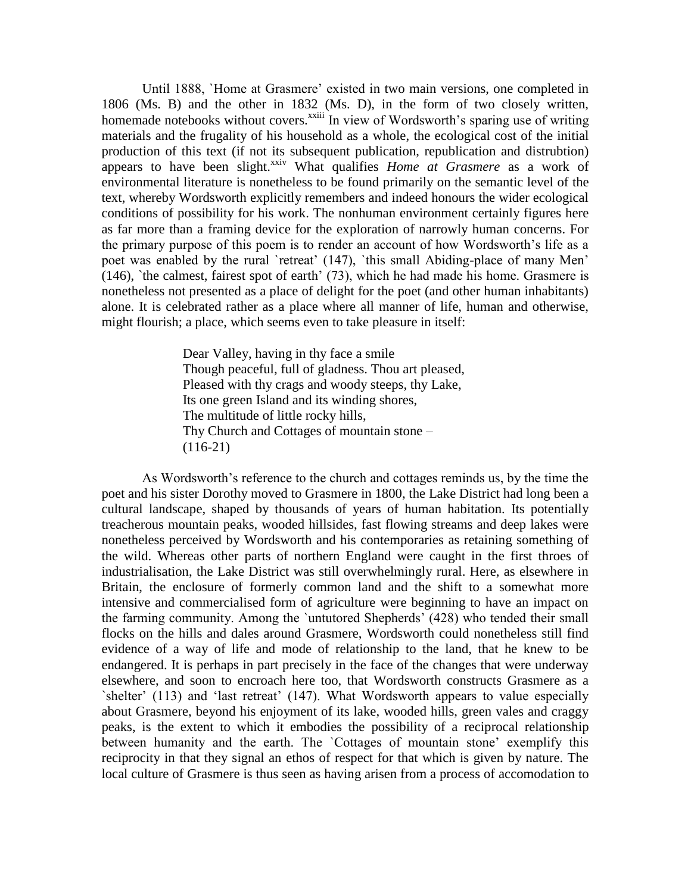Until 1888, `Home at Grasmere' existed in two main versions, one completed in 1806 (Ms. B) and the other in 1832 (Ms. D), in the form of two closely written, homemade notebooks without covers.[xxiii] In view of Wordsworth's sparing use of writing materials and the frugality of his household as a whole, the ecological cost of the initial production of this text (if not its subsequent publication, republication and distrubtion) appears to have been slight.[xxiv] What qualifies *Home at Grasmere* as a work of environmental literature is nonetheless to be found primarily on the semantic level of the text, whereby Wordsworth explicitly remembers and indeed honours the wider ecological conditions of possibility for his work. The nonhuman environment certainly figures here as far more than a framing device for the exploration of narrowly human concerns. For the primary purpose of this poem is to render an account of how Wordsworth's life as a poet was enabled by the rural `retreat' (147), `this small Abiding-place of many Men' (146), `the calmest, fairest spot of earth' (73), which he had made his home. Grasmere is nonetheless not presented as a place of delight for the poet (and other human inhabitants) alone. It is celebrated rather as a place where all manner of life, human and otherwise, might flourish; a place, which seems even to take pleasure in itself:

> Dear Valley, having in thy face a smile
> Though peaceful, full of gladness. Thou art pleased,
> Pleased with thy crags and woody steeps, thy Lake,
> Its one green Island and its winding shores,
> The multitude of little rocky hills,
> Thy Church and Cottages of mountain stone –
> (116-21)

As Wordsworth's reference to the church and cottages reminds us, by the time the poet and his sister Dorothy moved to Grasmere in 1800, the Lake District had long been a cultural landscape, shaped by thousands of years of human habitation. Its potentially treacherous mountain peaks, wooded hillsides, fast flowing streams and deep lakes were nonetheless perceived by Wordsworth and his contemporaries as retaining something of the wild. Whereas other parts of northern England were caught in the first throes of industrialisation, the Lake District was still overwhelmingly rural. Here, as elsewhere in Britain, the enclosure of formerly common land and the shift to a somewhat more intensive and commercialised form of agriculture were beginning to have an impact on the farming community. Among the `untutored Shepherds' (428) who tended their small flocks on the hills and dales around Grasmere, Wordsworth could nonetheless still find evidence of a way of life and mode of relationship to the land, that he knew to be endangered. It is perhaps in part precisely in the face of the changes that were underway elsewhere, and soon to encroach here too, that Wordsworth constructs Grasmere as a `shelter' (113) and 'last retreat' (147). What Wordsworth appears to value especially about Grasmere, beyond his enjoyment of its lake, wooded hills, green vales and craggy peaks, is the extent to which it embodies the possibility of a reciprocal relationship between humanity and the earth. The `Cottages of mountain stone' exemplify this reciprocity in that they signal an ethos of respect for that which is given by nature. The local culture of Grasmere is thus seen as having arisen from a process of accomodation to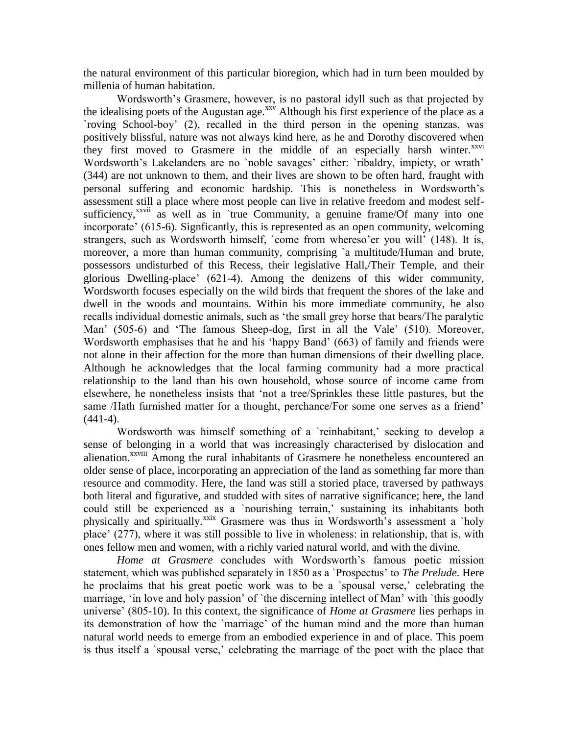the natural environment of this particular bioregion, which had in turn been moulded by millenia of human habitation.

Wordsworth's Grasmere, however, is no pastoral idyll such as that projected by the idealising poets of the Augustan age.[xxv] Although his first experience of the place as a `roving School-boy' (2), recalled in the third person in the opening stanzas, was positively blissful, nature was not always kind here, as he and Dorothy discovered when they first moved to Grasmere in the middle of an especially harsh winter.[xxvi] Wordsworth's Lakelanders are no `noble savages' either: `ribaldry, impiety, or wrath' (344) are not unknown to them, and their lives are shown to be often hard, fraught with personal suffering and economic hardship. This is nonetheless in Wordsworth's assessment still a place where most people can live in relative freedom and modest self-sufficiency,[xxvii] as well as in `true Community, a genuine frame/Of many into one incorporate' (615-6). Signficantly, this is represented as an open community, welcoming strangers, such as Wordsworth himself, `come from whereso'er you will' (148). It is, moreover, a more than human community, comprising `a multitude/Human and brute, possessors undisturbed of this Recess, their legislative Hall,/Their Temple, and their glorious Dwelling-place' (621-4). Among the denizens of this wider community, Wordsworth focuses especially on the wild birds that frequent the shores of the lake and dwell in the woods and mountains. Within his more immediate community, he also recalls individual domestic animals, such as 'the small grey horse that bears/The paralytic Man' (505-6) and 'The famous Sheep-dog, first in all the Vale' (510). Moreover, Wordsworth emphasises that he and his 'happy Band' (663) of family and friends were not alone in their affection for the more than human dimensions of their dwelling place. Although he acknowledges that the local farming community had a more practical relationship to the land than his own household, whose source of income came from elsewhere, he nonetheless insists that 'not a tree/Sprinkles these little pastures, but the same /Hath furnished matter for a thought, perchance/For some one serves as a friend' (441-4).

Wordsworth was himself something of a `reinhabitant,' seeking to develop a sense of belonging in a world that was increasingly characterised by dislocation and alienation.[xxviii] Among the rural inhabitants of Grasmere he nonetheless encountered an older sense of place, incorporating an appreciation of the land as something far more than resource and commodity. Here, the land was still a storied place, traversed by pathways both literal and figurative, and studded with sites of narrative significance; here, the land could still be experienced as a `nourishing terrain,' sustaining its inhabitants both physically and spiritually.[xxix] Grasmere was thus in Wordsworth's assessment a `holy place' (277), where it was still possible to live in wholeness: in relationship, that is, with ones fellow men and women, with a richly varied natural world, and with the divine.

*Home at Grasmere* concludes with Wordsworth's famous poetic mission statement, which was published separately in 1850 as a `Prospectus' to *The Prelude*. Here he proclaims that his great poetic work was to be a `spousal verse,' celebrating the marriage, 'in love and holy passion' of `the discerning intellect of Man' with `this goodly universe' (805-10). In this context, the significance of *Home at Grasmere* lies perhaps in its demonstration of how the `marriage' of the human mind and the more than human natural world needs to emerge from an embodied experience in and of place. This poem is thus itself a `spousal verse,' celebrating the marriage of the poet with the place that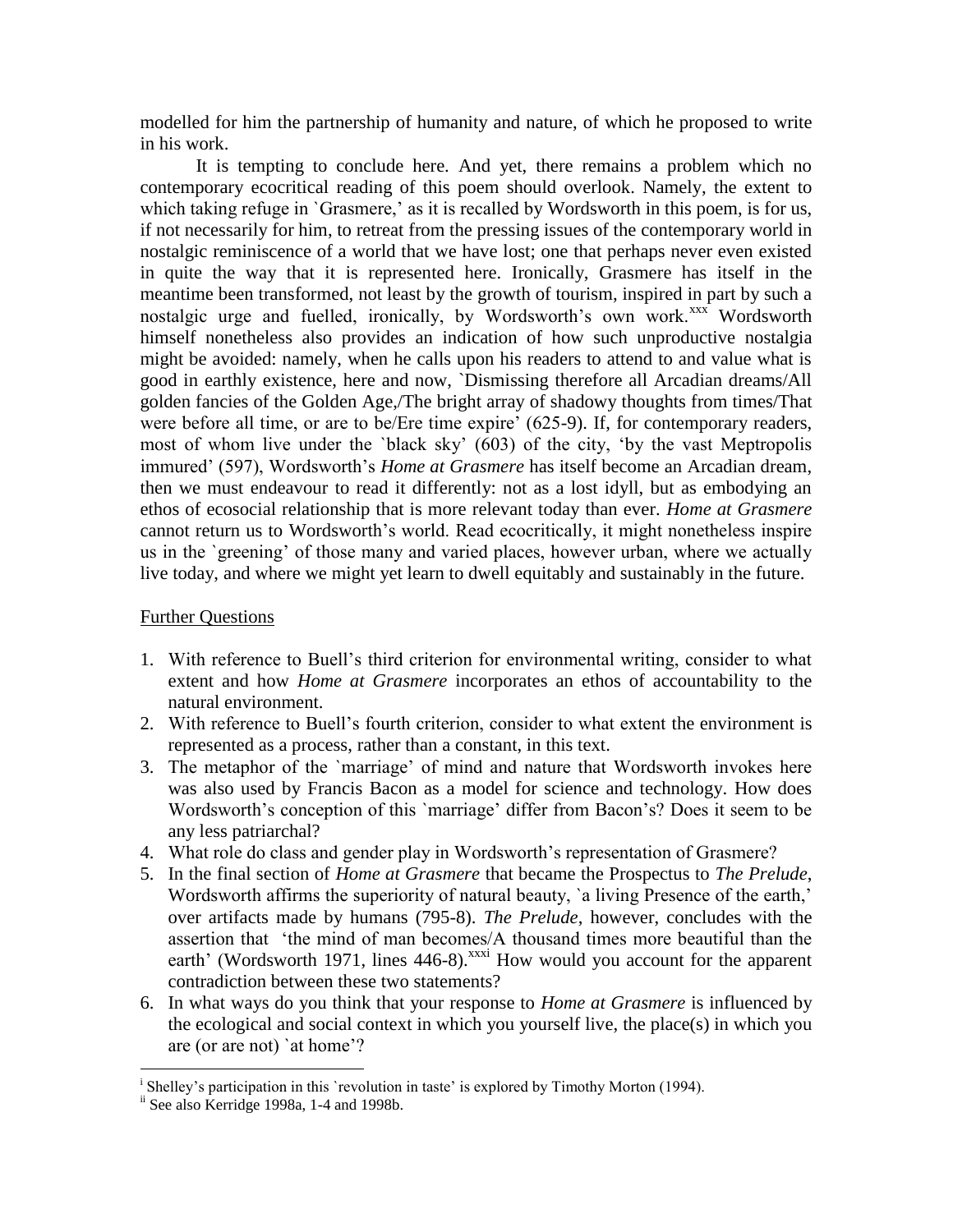modelled for him the partnership of humanity and nature, of which he proposed to write in his work.

It is tempting to conclude here. And yet, there remains a problem which no contemporary ecocritical reading of this poem should overlook. Namely, the extent to which taking refuge in `Grasmere,' as it is recalled by Wordsworth in this poem, is for us, if not necessarily for him, to retreat from the pressing issues of the contemporary world in nostalgic reminiscence of a world that we have lost; one that perhaps never even existed in quite the way that it is represented here. Ironically, Grasmere has itself in the meantime been transformed, not least by the growth of tourism, inspired in part by such a nostalgic urge and fuelled, ironically, by Wordsworth's own work.[xxx] Wordsworth himself nonetheless also provides an indication of how such unproductive nostalgia might be avoided: namely, when he calls upon his readers to attend to and value what is good in earthly existence, here and now, `Dismissing therefore all Arcadian dreams/All golden fancies of the Golden Age,/The bright array of shadowy thoughts from times/That were before all time, or are to be/Ere time expire' (625-9). If, for contemporary readers, most of whom live under the `black sky' (603) of the city, 'by the vast Meptropolis immured' (597), Wordsworth's *Home at Grasmere* has itself become an Arcadian dream, then we must endeavour to read it differently: not as a lost idyll, but as embodying an ethos of ecosocial relationship that is more relevant today than ever. *Home at Grasmere* cannot return us to Wordsworth's world. Read ecocritically, it might nonetheless inspire us in the `greening' of those many and varied places, however urban, where we actually live today, and where we might yet learn to dwell equitably and sustainably in the future.

## Further Questions

1. With reference to Buell's third criterion for environmental writing, consider to what extent and how *Home at Grasmere* incorporates an ethos of accountability to the natural environment.
2. With reference to Buell's fourth criterion, consider to what extent the environment is represented as a process, rather than a constant, in this text.
3. The metaphor of the `marriage' of mind and nature that Wordsworth invokes here was also used by Francis Bacon as a model for science and technology. How does Wordsworth's conception of this `marriage' differ from Bacon's? Does it seem to be any less patriarchal?
4. What role do class and gender play in Wordsworth's representation of Grasmere?
5. In the final section of *Home at Grasmere* that became the Prospectus to *The Prelude*, Wordsworth affirms the superiority of natural beauty, `a living Presence of the earth,' over artifacts made by humans (795-8). *The Prelude*, however, concludes with the assertion that 'the mind of man becomes/A thousand times more beautiful than the earth' (Wordsworth 1971, lines 446-8).[xxxi] How would you account for the apparent contradiction between these two statements?
6. In what ways do you think that your response to *Home at Grasmere* is influenced by the ecological and social context in which you yourself live, the place(s) in which you are (or are not) `at home'?

---

[i] Shelley's participation in this `revolution in taste' is explored by Timothy Morton (1994).

[ii] See also Kerridge 1998a, 1-4 and 1998b.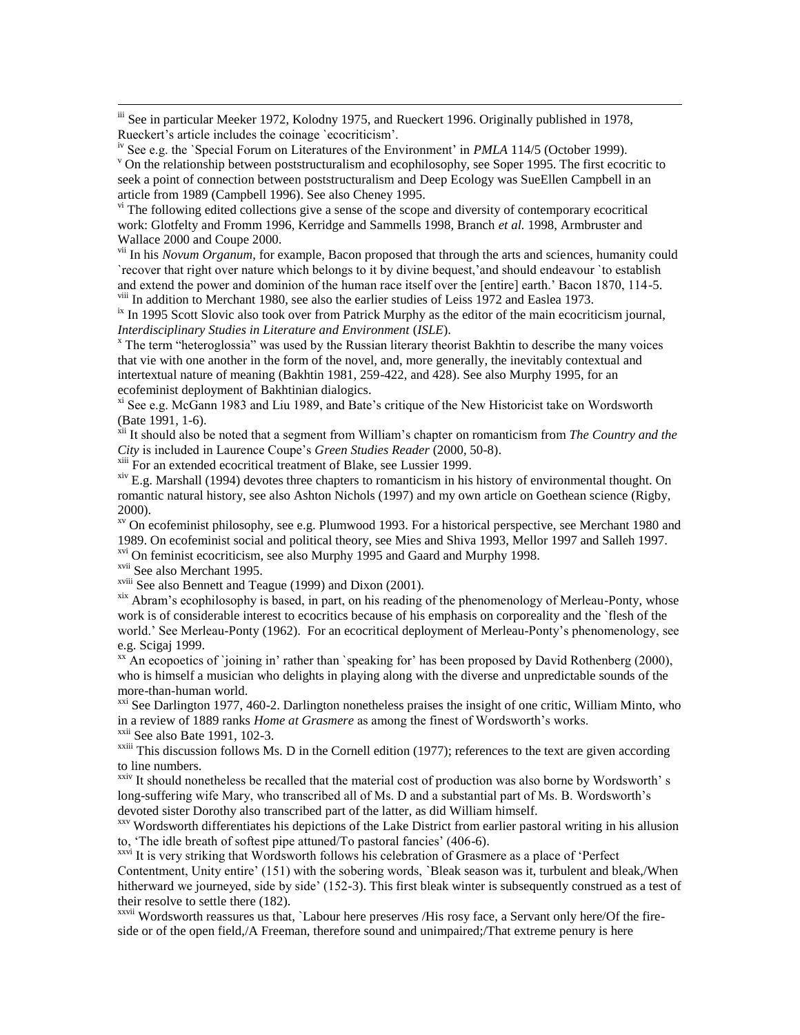[iii] See in particular Meeker 1972, Kolodny 1975, and Rueckert 1996. Originally published in 1978, Rueckert's article includes the coinage `ecocriticism'.

[iv] See e.g. the `Special Forum on Literatures of the Environment' in *PMLA* 114/5 (October 1999).

[v] On the relationship between poststructuralism and ecophilosophy, see Soper 1995. The first ecocritic to seek a point of connection between poststructuralism and Deep Ecology was SueEllen Campbell in an article from 1989 (Campbell 1996). See also Cheney 1995.

[vi] The following edited collections give a sense of the scope and diversity of contemporary ecocritical work: Glotfelty and Fromm 1996, Kerridge and Sammells 1998, Branch *et al.* 1998, Armbruster and Wallace 2000 and Coupe 2000.

[vii] In his *Novum Organum*, for example, Bacon proposed that through the arts and sciences, humanity could `recover that right over nature which belongs to it by divine bequest,'and should endeavour `to establish and extend the power and dominion of the human race itself over the [entire] earth.' Bacon 1870, 114-5.

[viii] In addition to Merchant 1980, see also the earlier studies of Leiss 1972 and Easlea 1973.

[ix] In 1995 Scott Slovic also took over from Patrick Murphy as the editor of the main ecocriticism journal, *Interdisciplinary Studies in Literature and Environment* (*ISLE*).

[x] The term "heteroglossia" was used by the Russian literary theorist Bakhtin to describe the many voices that vie with one another in the form of the novel, and, more generally, the inevitably contextual and intertextual nature of meaning (Bakhtin 1981, 259-422, and 428). See also Murphy 1995, for an ecofeminist deployment of Bakhtinian dialogics.

[xi] See e.g. McGann 1983 and Liu 1989, and Bate's critique of the New Historicist take on Wordsworth (Bate 1991, 1-6).

[xii] It should also be noted that a segment from William's chapter on romanticism from *The Country and the City* is included in Laurence Coupe's *Green Studies Reader* (2000, 50-8).

[xiii] For an extended ecocritical treatment of Blake, see Lussier 1999.

[xiv] E.g. Marshall (1994) devotes three chapters to romanticism in his history of environmental thought. On romantic natural history, see also Ashton Nichols (1997) and my own article on Goethean science (Rigby, 2000).

[xv] On ecofeminist philosophy, see e.g. Plumwood 1993. For a historical perspective, see Merchant 1980 and 1989. On ecofeminist social and political theory, see Mies and Shiva 1993, Mellor 1997 and Salleh 1997.

[xvi] On feminist ecocriticism, see also Murphy 1995 and Gaard and Murphy 1998.

[xvii] See also Merchant 1995.

[xviii] See also Bennett and Teague (1999) and Dixon (2001).

[xix] Abram's ecophilosophy is based, in part, on his reading of the phenomenology of Merleau-Ponty, whose work is of considerable interest to ecocritics because of his emphasis on corporeality and the `flesh of the world.' See Merleau-Ponty (1962). For an ecocritical deployment of Merleau-Ponty's phenomenology, see e.g. Scigaj 1999.

[xx] An ecopoetics of `joining in' rather than `speaking for' has been proposed by David Rothenberg (2000), who is himself a musician who delights in playing along with the diverse and unpredictable sounds of the more-than-human world.

[xxi] See Darlington 1977, 460-2. Darlington nonetheless praises the insight of one critic, William Minto, who in a review of 1889 ranks *Home at Grasmere* as among the finest of Wordsworth's works.

[xxii] See also Bate 1991, 102-3.

[xxiii] This discussion follows Ms. D in the Cornell edition (1977); references to the text are given according to line numbers.

[xxiv] It should nonetheless be recalled that the material cost of production was also borne by Wordsworth' s long-suffering wife Mary, who transcribed all of Ms. D and a substantial part of Ms. B. Wordsworth's devoted sister Dorothy also transcribed part of the latter, as did William himself.

[xxv] Wordsworth differentiates his depictions of the Lake District from earlier pastoral writing in his allusion to, 'The idle breath of softest pipe attuned/To pastoral fancies' (406-6).

[xxvi] It is very striking that Wordsworth follows his celebration of Grasmere as a place of 'Perfect Contentment, Unity entire' (151) with the sobering words, `Bleak season was it, turbulent and bleak,/When hitherward we journeyed, side by side' (152-3). This first bleak winter is subsequently construed as a test of their resolve to settle there (182).

[xxvii] Wordsworth reassures us that, `Labour here preserves /His rosy face, a Servant only here/Of the fire-side or of the open field,/A Freeman, therefore sound and unimpaired;/That extreme penury is here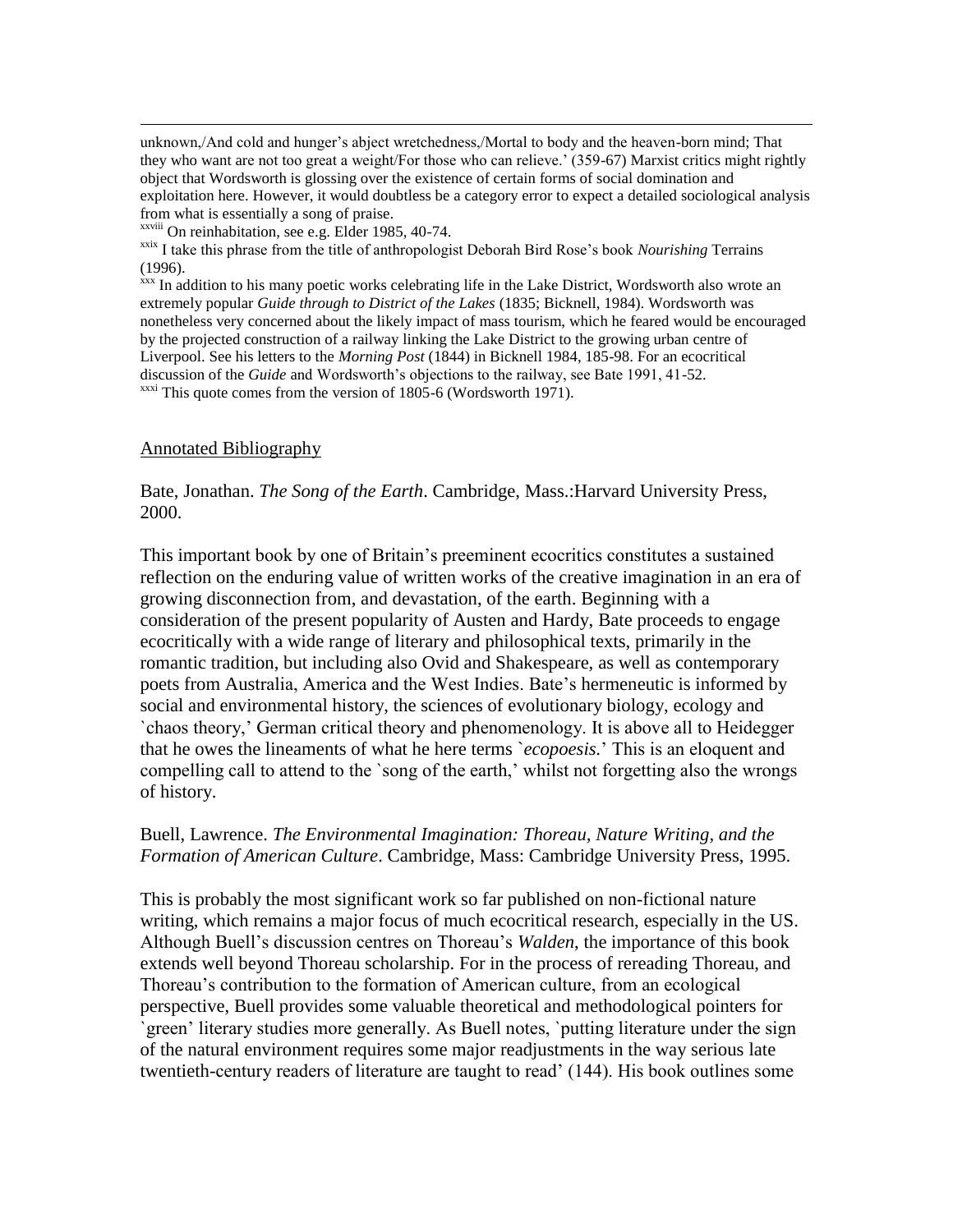unknown,/And cold and hunger's abject wretchedness,/Mortal to body and the heaven-born mind; That they who want are not too great a weight/For those who can relieve.' (359-67) Marxist critics might rightly object that Wordsworth is glossing over the existence of certain forms of social domination and exploitation here. However, it would doubtless be a category error to expect a detailed sociological analysis from what is essentially a song of praise.

[xxviii] On reinhabitation, see e.g. Elder 1985, 40-74.

[xxix] I take this phrase from the title of anthropologist Deborah Bird Rose's book *Nourishing* Terrains (1996).

[xxx] In addition to his many poetic works celebrating life in the Lake District, Wordsworth also wrote an extremely popular *Guide through to District of the Lakes* (1835; Bicknell, 1984). Wordsworth was nonetheless very concerned about the likely impact of mass tourism, which he feared would be encouraged by the projected construction of a railway linking the Lake District to the growing urban centre of Liverpool. See his letters to the *Morning Post* (1844) in Bicknell 1984, 185-98. For an ecocritical discussion of the *Guide* and Wordsworth's objections to the railway, see Bate 1991, 41-52.

[xxxi] This quote comes from the version of 1805-6 (Wordsworth 1971).

## Annotated Bibliography

Bate, Jonathan. *The Song of the Earth*. Cambridge, Mass.:Harvard University Press, 2000.

This important book by one of Britain's preeminent ecocritics constitutes a sustained reflection on the enduring value of written works of the creative imagination in an era of growing disconnection from, and devastation, of the earth. Beginning with a consideration of the present popularity of Austen and Hardy, Bate proceeds to engage ecocritically with a wide range of literary and philosophical texts, primarily in the romantic tradition, but including also Ovid and Shakespeare, as well as contemporary poets from Australia, America and the West Indies. Bate's hermeneutic is informed by social and environmental history, the sciences of evolutionary biology, ecology and `chaos theory,' German critical theory and phenomenology. It is above all to Heidegger that he owes the lineaments of what he here terms `*ecopoesis.*' This is an eloquent and compelling call to attend to the `song of the earth,' whilst not forgetting also the wrongs of history.

Buell, Lawrence. *The Environmental Imagination: Thoreau, Nature Writing, and the Formation of American Culture*. Cambridge, Mass: Cambridge University Press, 1995.

This is probably the most significant work so far published on non-fictional nature writing, which remains a major focus of much ecocritical research, especially in the US. Although Buell's discussion centres on Thoreau's *Walden,* the importance of this book extends well beyond Thoreau scholarship. For in the process of rereading Thoreau, and Thoreau's contribution to the formation of American culture, from an ecological perspective, Buell provides some valuable theoretical and methodological pointers for `green' literary studies more generally. As Buell notes, `putting literature under the sign of the natural environment requires some major readjustments in the way serious late twentieth-century readers of literature are taught to read' (144). His book outlines some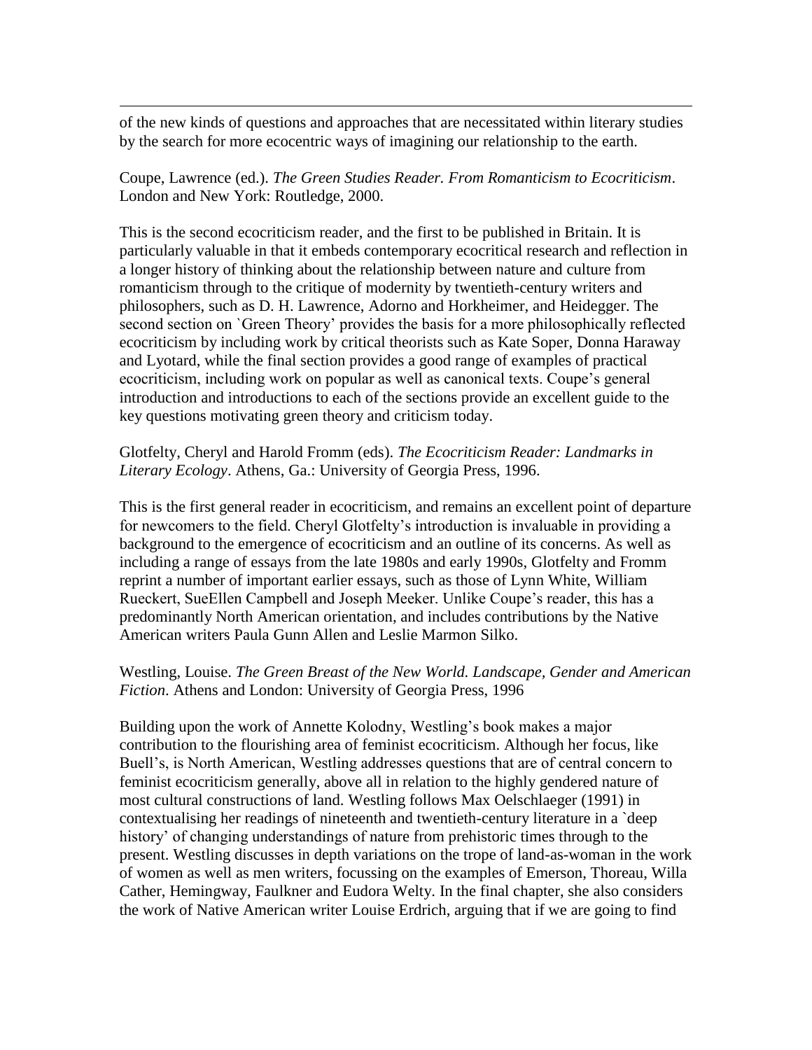of the new kinds of questions and approaches that are necessitated within literary studies by the search for more ecocentric ways of imagining our relationship to the earth.

Coupe, Lawrence (ed.). *The Green Studies Reader. From Romanticism to Ecocriticism*. London and New York: Routledge, 2000.

This is the second ecocriticism reader, and the first to be published in Britain. It is particularly valuable in that it embeds contemporary ecocritical research and reflection in a longer history of thinking about the relationship between nature and culture from romanticism through to the critique of modernity by twentieth-century writers and philosophers, such as D. H. Lawrence, Adorno and Horkheimer, and Heidegger. The second section on `Green Theory' provides the basis for a more philosophically reflected ecocriticism by including work by critical theorists such as Kate Soper, Donna Haraway and Lyotard, while the final section provides a good range of examples of practical ecocriticism, including work on popular as well as canonical texts. Coupe's general introduction and introductions to each of the sections provide an excellent guide to the key questions motivating green theory and criticism today.

Glotfelty, Cheryl and Harold Fromm (eds). *The Ecocriticism Reader: Landmarks in Literary Ecology*. Athens, Ga.: University of Georgia Press, 1996.

This is the first general reader in ecocriticism, and remains an excellent point of departure for newcomers to the field. Cheryl Glotfelty's introduction is invaluable in providing a background to the emergence of ecocriticism and an outline of its concerns. As well as including a range of essays from the late 1980s and early 1990s, Glotfelty and Fromm reprint a number of important earlier essays, such as those of Lynn White, William Rueckert, SueEllen Campbell and Joseph Meeker. Unlike Coupe's reader, this has a predominantly North American orientation, and includes contributions by the Native American writers Paula Gunn Allen and Leslie Marmon Silko.

Westling, Louise. *The Green Breast of the New World. Landscape, Gender and American Fiction.* Athens and London: University of Georgia Press, 1996

Building upon the work of Annette Kolodny, Westling's book makes a major contribution to the flourishing area of feminist ecocriticism. Although her focus, like Buell's, is North American, Westling addresses questions that are of central concern to feminist ecocriticism generally, above all in relation to the highly gendered nature of most cultural constructions of land. Westling follows Max Oelschlaeger (1991) in contextualising her readings of nineteenth and twentieth-century literature in a `deep history' of changing understandings of nature from prehistoric times through to the present. Westling discusses in depth variations on the trope of land-as-woman in the work of women as well as men writers, focussing on the examples of Emerson, Thoreau, Willa Cather, Hemingway, Faulkner and Eudora Welty. In the final chapter, she also considers the work of Native American writer Louise Erdrich, arguing that if we are going to find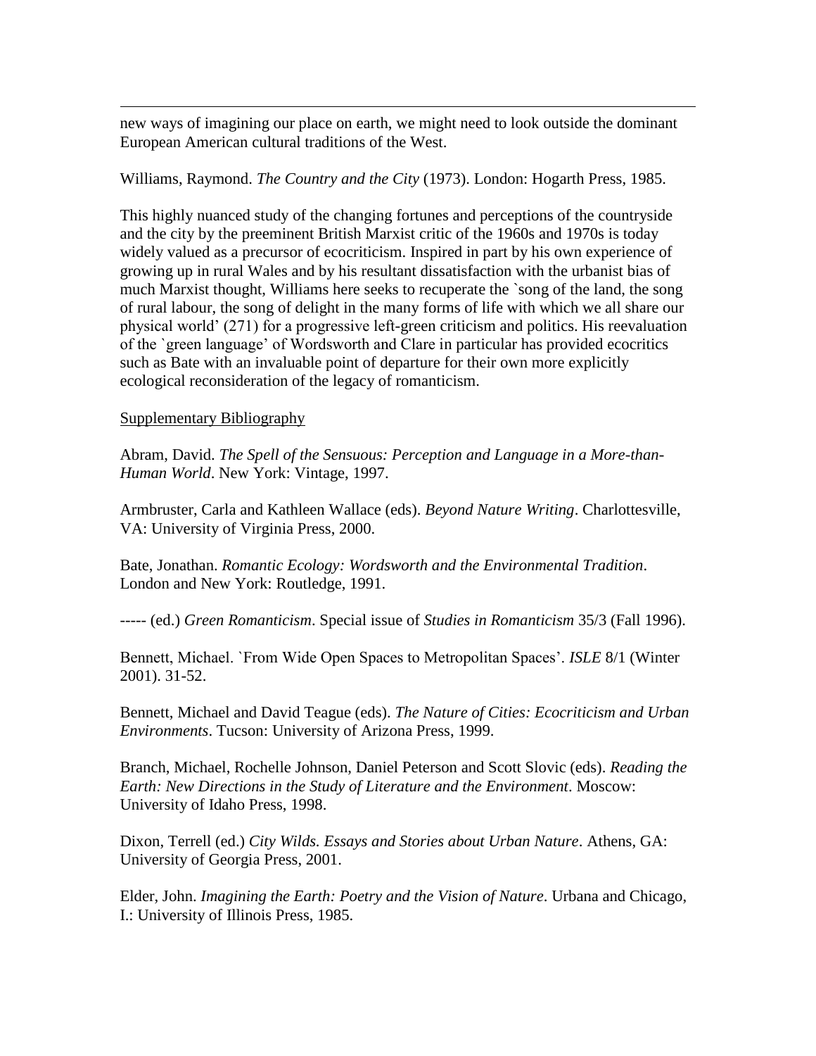new ways of imagining our place on earth, we might need to look outside the dominant European American cultural traditions of the West.

Williams, Raymond. *The Country and the City* (1973). London: Hogarth Press, 1985.

This highly nuanced study of the changing fortunes and perceptions of the countryside and the city by the preeminent British Marxist critic of the 1960s and 1970s is today widely valued as a precursor of ecocriticism. Inspired in part by his own experience of growing up in rural Wales and by his resultant dissatisfaction with the urbanist bias of much Marxist thought, Williams here seeks to recuperate the `song of the land, the song of rural labour, the song of delight in the many forms of life with which we all share our physical world' (271) for a progressive left-green criticism and politics. His reevaluation of the `green language' of Wordsworth and Clare in particular has provided ecocritics such as Bate with an invaluable point of departure for their own more explicitly ecological reconsideration of the legacy of romanticism.

Supplementary Bibliography

Abram, David. *The Spell of the Sensuous: Perception and Language in a More-than-Human World*. New York: Vintage, 1997.

Armbruster, Carla and Kathleen Wallace (eds). *Beyond Nature Writing*. Charlottesville, VA: University of Virginia Press, 2000.

Bate, Jonathan. *Romantic Ecology: Wordsworth and the Environmental Tradition*. London and New York: Routledge, 1991.

----- (ed.) *Green Romanticism*. Special issue of *Studies in Romanticism* 35/3 (Fall 1996).

Bennett, Michael. `From Wide Open Spaces to Metropolitan Spaces'. *ISLE* 8/1 (Winter 2001). 31-52.

Bennett, Michael and David Teague (eds). *The Nature of Cities: Ecocriticism and Urban Environments*. Tucson: University of Arizona Press, 1999.

Branch, Michael, Rochelle Johnson, Daniel Peterson and Scott Slovic (eds). *Reading the Earth: New Directions in the Study of Literature and the Environment*. Moscow: University of Idaho Press, 1998.

Dixon, Terrell (ed.) *City Wilds. Essays and Stories about Urban Nature*. Athens, GA: University of Georgia Press, 2001.

Elder, John. *Imagining the Earth: Poetry and the Vision of Nature*. Urbana and Chicago, I.: University of Illinois Press, 1985.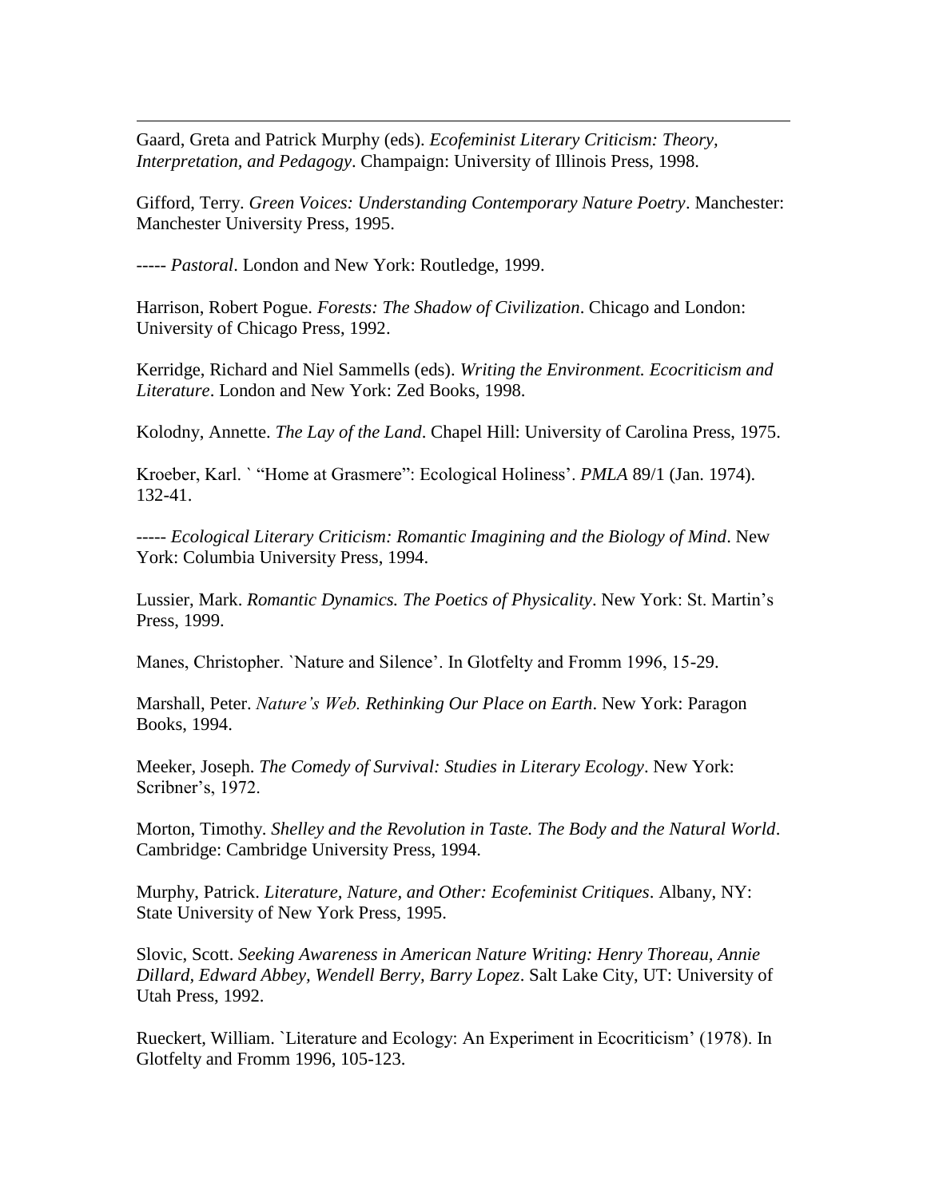Gaard, Greta and Patrick Murphy (eds). *Ecofeminist Literary Criticism: Theory, Interpretation, and Pedagogy*. Champaign: University of Illinois Press, 1998.

Gifford, Terry. *Green Voices: Understanding Contemporary Nature Poetry*. Manchester: Manchester University Press, 1995.

----- *Pastoral*. London and New York: Routledge, 1999.

Harrison, Robert Pogue. *Forests: The Shadow of Civilization*. Chicago and London: University of Chicago Press, 1992.

Kerridge, Richard and Niel Sammells (eds). *Writing the Environment. Ecocriticism and Literature*. London and New York: Zed Books, 1998.

Kolodny, Annette. *The Lay of the Land*. Chapel Hill: University of Carolina Press, 1975.

Kroeber, Karl. ` "Home at Grasmere": Ecological Holiness'. *PMLA* 89/1 (Jan. 1974). 132-41.

----- *Ecological Literary Criticism: Romantic Imagining and the Biology of Mind*. New York: Columbia University Press, 1994.

Lussier, Mark. *Romantic Dynamics. The Poetics of Physicality*. New York: St. Martin's Press, 1999.

Manes, Christopher. `Nature and Silence'. In Glotfelty and Fromm 1996, 15-29.

Marshall, Peter. *Nature's Web. Rethinking Our Place on Earth*. New York: Paragon Books, 1994.

Meeker, Joseph. *The Comedy of Survival: Studies in Literary Ecology*. New York: Scribner's, 1972.

Morton, Timothy. *Shelley and the Revolution in Taste. The Body and the Natural World*. Cambridge: Cambridge University Press, 1994.

Murphy, Patrick. *Literature, Nature, and Other: Ecofeminist Critiques*. Albany, NY: State University of New York Press, 1995.

Slovic, Scott. *Seeking Awareness in American Nature Writing: Henry Thoreau, Annie Dillard, Edward Abbey, Wendell Berry, Barry Lopez*. Salt Lake City, UT: University of Utah Press, 1992.

Rueckert, William. `Literature and Ecology: An Experiment in Ecocriticism' (1978). In Glotfelty and Fromm 1996, 105-123.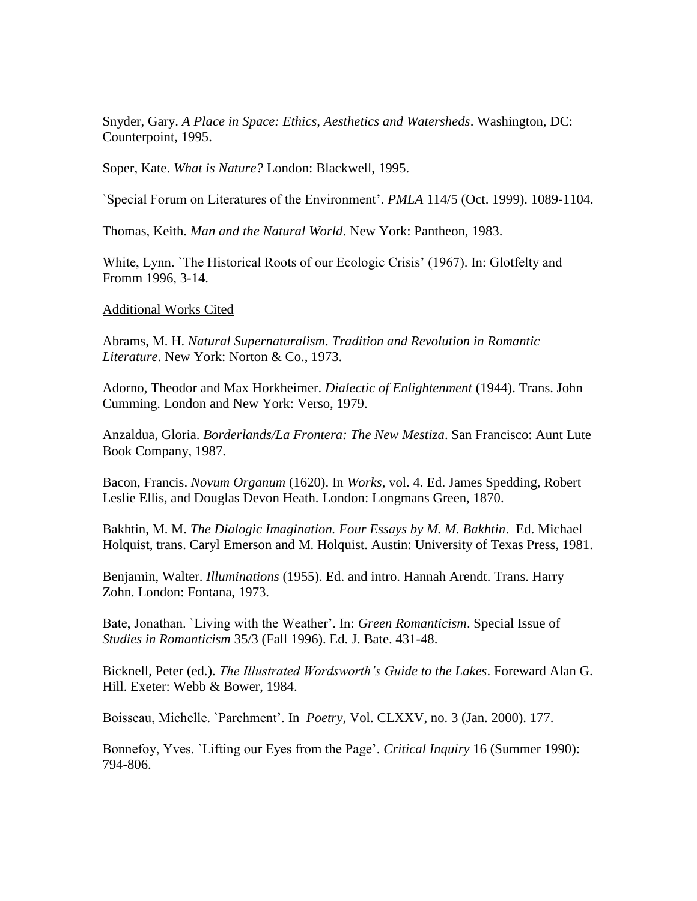---

Snyder, Gary. *A Place in Space: Ethics, Aesthetics and Watersheds*. Washington, DC: Counterpoint, 1995.

Soper, Kate. *What is Nature?* London: Blackwell, 1995.

`Special Forum on Literatures of the Environment'. *PMLA* 114/5 (Oct. 1999). 1089-1104.

Thomas, Keith. *Man and the Natural World*. New York: Pantheon, 1983.

White, Lynn. `The Historical Roots of our Ecologic Crisis' (1967). In: Glotfelty and Fromm 1996, 3-14.

Additional Works Cited

Abrams, M. H. *Natural Supernaturalism*. *Tradition and Revolution in Romantic Literature*. New York: Norton & Co., 1973.

Adorno, Theodor and Max Horkheimer. *Dialectic of Enlightenment* (1944). Trans. John Cumming. London and New York: Verso, 1979.

Anzaldua, Gloria. *Borderlands/La Frontera: The New Mestiza*. San Francisco: Aunt Lute Book Company, 1987.

Bacon, Francis. *Novum Organum* (1620). In *Works*, vol. 4. Ed. James Spedding, Robert Leslie Ellis, and Douglas Devon Heath. London: Longmans Green, 1870.

Bakhtin, M. M. *The Dialogic Imagination. Four Essays by M. M. Bakhtin*. Ed. Michael Holquist, trans. Caryl Emerson and M. Holquist. Austin: University of Texas Press, 1981.

Benjamin, Walter. *Illuminations* (1955). Ed. and intro. Hannah Arendt. Trans. Harry Zohn. London: Fontana, 1973.

Bate, Jonathan. `Living with the Weather'. In: *Green Romanticism*. Special Issue of *Studies in Romanticism* 35/3 (Fall 1996). Ed. J. Bate. 431-48.

Bicknell, Peter (ed.). *The Illustrated Wordsworth's Guide to the Lakes*. Foreward Alan G. Hill. Exeter: Webb & Bower, 1984.

Boisseau, Michelle. `Parchment'. In *Poetry*, Vol. CLXXV, no. 3 (Jan. 2000). 177.

Bonnefoy, Yves. `Lifting our Eyes from the Page'. *Critical Inquiry* 16 (Summer 1990): 794-806.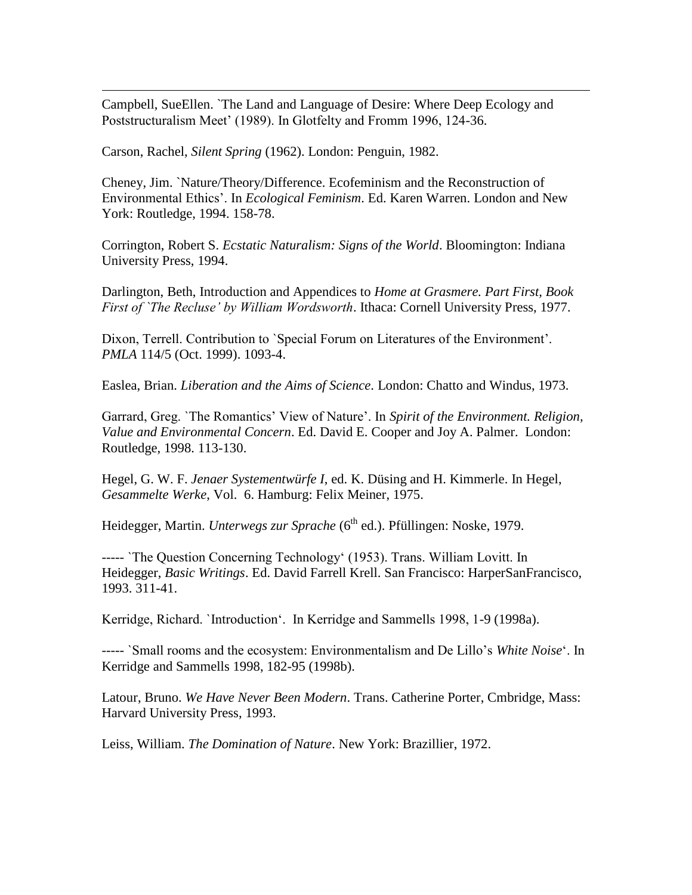Campbell, SueEllen. `The Land and Language of Desire: Where Deep Ecology and Poststructuralism Meet' (1989). In Glotfelty and Fromm 1996, 124-36.

Carson, Rachel, *Silent Spring* (1962). London: Penguin, 1982.

Cheney, Jim. `Nature/Theory/Difference. Ecofeminism and the Reconstruction of Environmental Ethics'. In *Ecological Feminism*. Ed. Karen Warren. London and New York: Routledge, 1994. 158-78.

Corrington, Robert S. *Ecstatic Naturalism: Signs of the World*. Bloomington: Indiana University Press, 1994.

Darlington, Beth, Introduction and Appendices to *Home at Grasmere. Part First, Book First of `The Recluse' by William Wordsworth*. Ithaca: Cornell University Press, 1977.

Dixon, Terrell. Contribution to `Special Forum on Literatures of the Environment'. *PMLA* 114/5 (Oct. 1999). 1093-4.

Easlea, Brian. *Liberation and the Aims of Science*. London: Chatto and Windus, 1973.

Garrard, Greg. `The Romantics' View of Nature'. In *Spirit of the Environment. Religion, Value and Environmental Concern*. Ed. David E. Cooper and Joy A. Palmer. London: Routledge, 1998. 113-130.

Hegel, G. W. F. *Jenaer Systementwürfe I*, ed. K. Düsing and H. Kimmerle. In Hegel, *Gesammelte Werke*, Vol. 6. Hamburg: Felix Meiner, 1975.

Heidegger, Martin. *Unterwegs zur Sprache* (6th ed.). Pfüllingen: Noske, 1979.

----- `The Question Concerning Technology' (1953). Trans. William Lovitt. In Heidegger, *Basic Writings*. Ed. David Farrell Krell. San Francisco: HarperSanFrancisco, 1993. 311-41.

Kerridge, Richard. `Introduction'. In Kerridge and Sammells 1998, 1-9 (1998a).

----- `Small rooms and the ecosystem: Environmentalism and De Lillo's *White Noise*'. In Kerridge and Sammells 1998, 182-95 (1998b).

Latour, Bruno. *We Have Never Been Modern*. Trans. Catherine Porter, Cmbridge, Mass: Harvard University Press, 1993.

Leiss, William. *The Domination of Nature*. New York: Brazillier, 1972.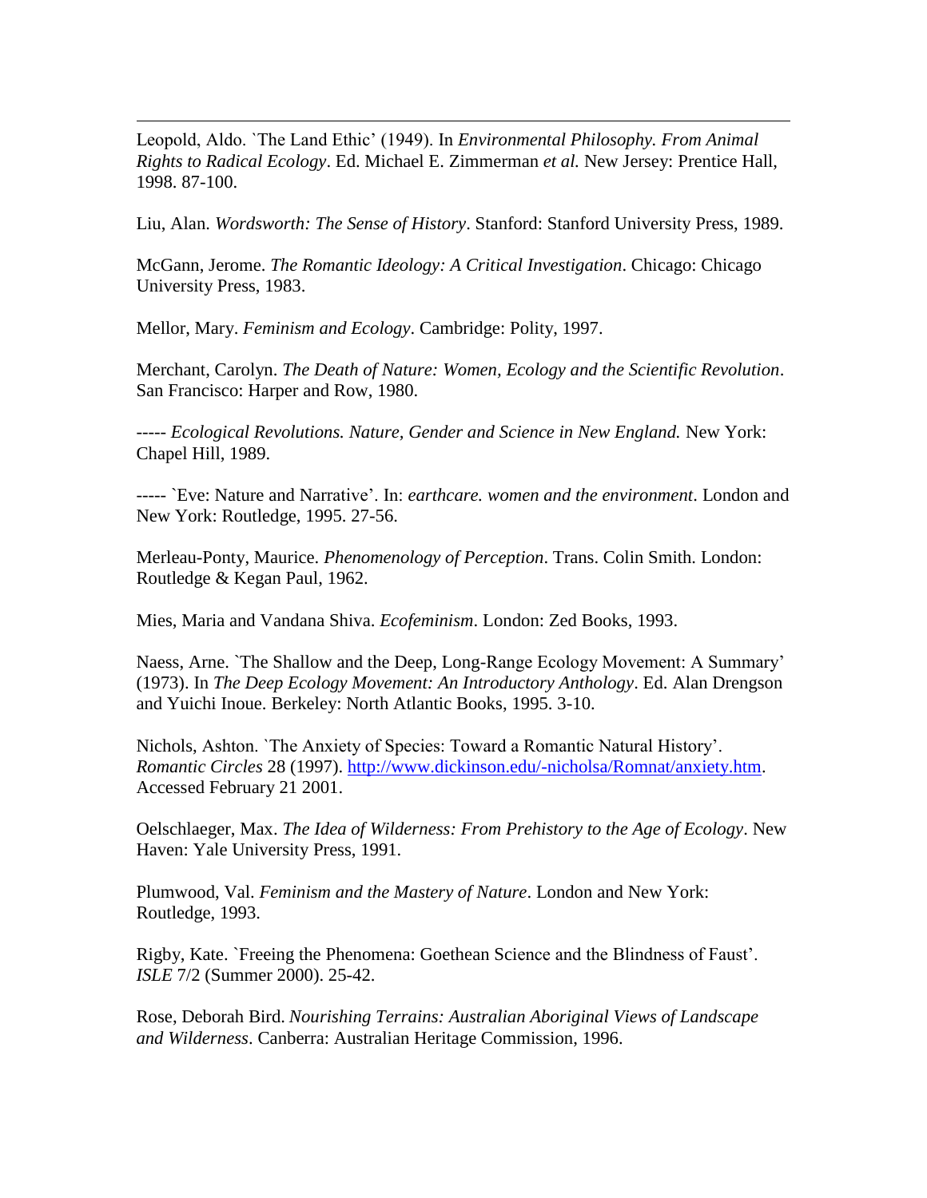Leopold, Aldo. `The Land Ethic' (1949). In *Environmental Philosophy. From Animal Rights to Radical Ecology*. Ed. Michael E. Zimmerman *et al.* New Jersey: Prentice Hall, 1998. 87-100.

Liu, Alan. *Wordsworth: The Sense of History*. Stanford: Stanford University Press, 1989.

McGann, Jerome. *The Romantic Ideology: A Critical Investigation*. Chicago: Chicago University Press, 1983.

Mellor, Mary. *Feminism and Ecology*. Cambridge: Polity, 1997.

Merchant, Carolyn. *The Death of Nature: Women, Ecology and the Scientific Revolution*. San Francisco: Harper and Row, 1980.

----- *Ecological Revolutions. Nature, Gender and Science in New England.* New York: Chapel Hill, 1989.

----- `Eve: Nature and Narrative'. In: *earthcare. women and the environment*. London and New York: Routledge, 1995. 27-56.

Merleau-Ponty, Maurice. *Phenomenology of Perception*. Trans. Colin Smith. London: Routledge & Kegan Paul, 1962.

Mies, Maria and Vandana Shiva. *Ecofeminism*. London: Zed Books, 1993.

Naess, Arne. `The Shallow and the Deep, Long-Range Ecology Movement: A Summary' (1973). In *The Deep Ecology Movement: An Introductory Anthology*. Ed. Alan Drengson and Yuichi Inoue. Berkeley: North Atlantic Books, 1995. 3-10.

Nichols, Ashton. `The Anxiety of Species: Toward a Romantic Natural History'. *Romantic Circles* 28 (1997). http://www.dickinson.edu/-nicholsa/Romnat/anxiety.htm. Accessed February 21 2001.

Oelschlaeger, Max. *The Idea of Wilderness: From Prehistory to the Age of Ecology*. New Haven: Yale University Press, 1991.

Plumwood, Val. *Feminism and the Mastery of Nature*. London and New York: Routledge, 1993.

Rigby, Kate. `Freeing the Phenomena: Goethean Science and the Blindness of Faust'. *ISLE* 7/2 (Summer 2000). 25-42.

Rose, Deborah Bird. *Nourishing Terrains: Australian Aboriginal Views of Landscape and Wilderness*. Canberra: Australian Heritage Commission, 1996.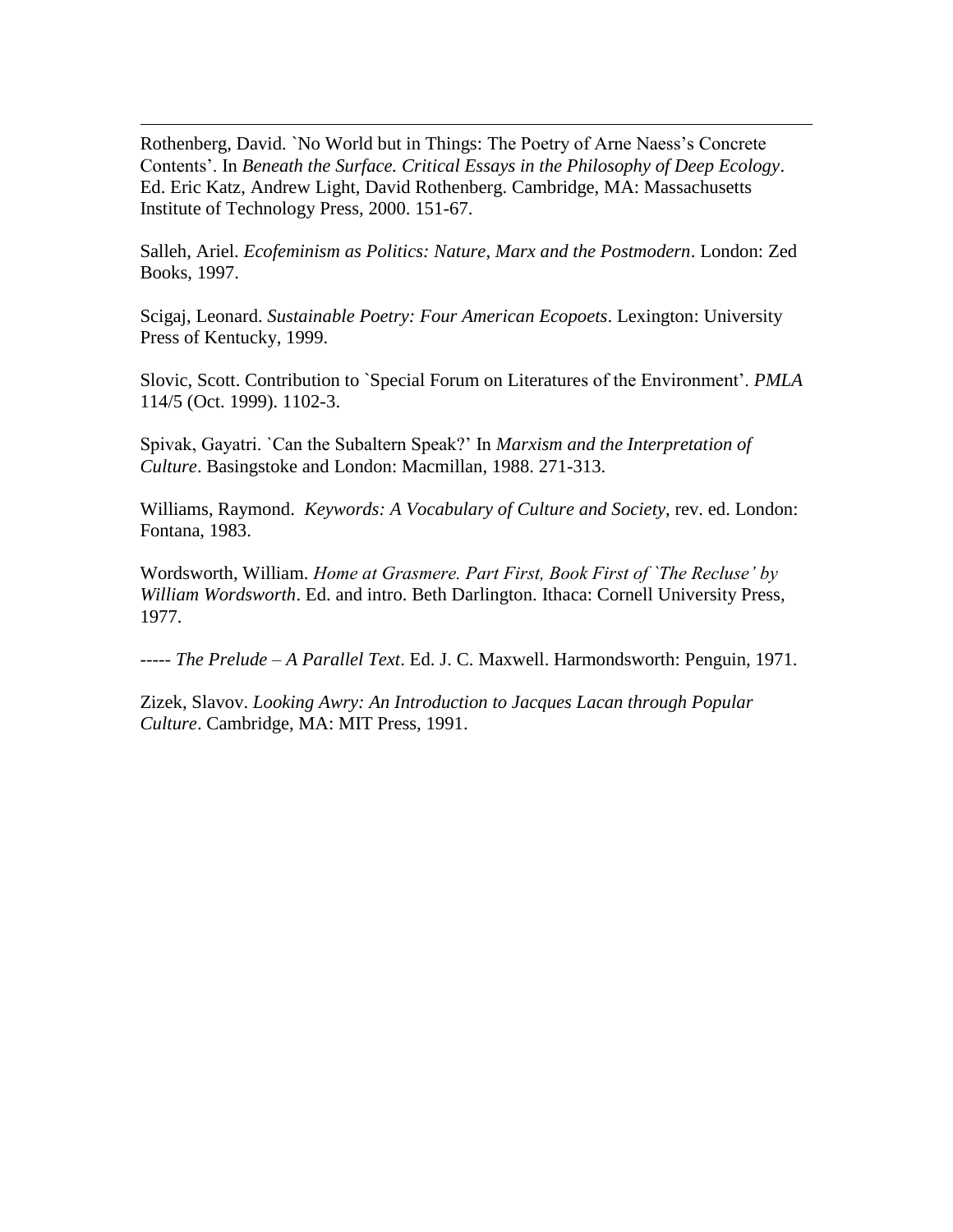Rothenberg, David. `No World but in Things: The Poetry of Arne Naess's Concrete Contents'. In *Beneath the Surface. Critical Essays in the Philosophy of Deep Ecology*. Ed. Eric Katz, Andrew Light, David Rothenberg. Cambridge, MA: Massachusetts Institute of Technology Press, 2000. 151-67.

Salleh, Ariel. *Ecofeminism as Politics: Nature, Marx and the Postmodern*. London: Zed Books, 1997.

Scigaj, Leonard. *Sustainable Poetry: Four American Ecopoets*. Lexington: University Press of Kentucky, 1999.

Slovic, Scott. Contribution to `Special Forum on Literatures of the Environment'. *PMLA* 114/5 (Oct. 1999). 1102-3.

Spivak, Gayatri. `Can the Subaltern Speak?' In *Marxism and the Interpretation of Culture*. Basingstoke and London: Macmillan, 1988. 271-313.

Williams, Raymond. *Keywords: A Vocabulary of Culture and Society*, rev. ed. London: Fontana, 1983.

Wordsworth, William. *Home at Grasmere. Part First, Book First of `The Recluse' by William Wordsworth*. Ed. and intro. Beth Darlington. Ithaca: Cornell University Press, 1977.

----- *The Prelude – A Parallel Text*. Ed. J. C. Maxwell. Harmondsworth: Penguin, 1971.

Zizek, Slavov. *Looking Awry: An Introduction to Jacques Lacan through Popular Culture*. Cambridge, MA: MIT Press, 1991.